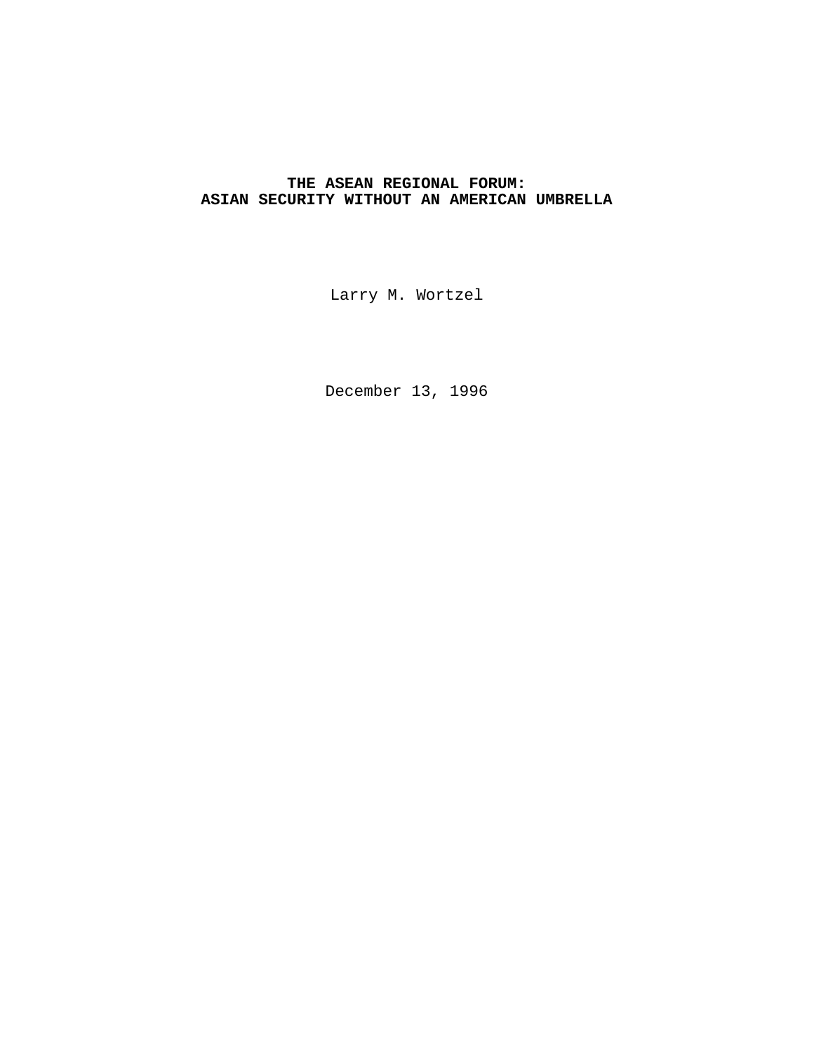# THE ASEAN REGIONAL FORUM:
# ASIAN SECURITY WITHOUT AN AMERICAN UMBRELLA

Larry M. Wortzel

December 13, 1996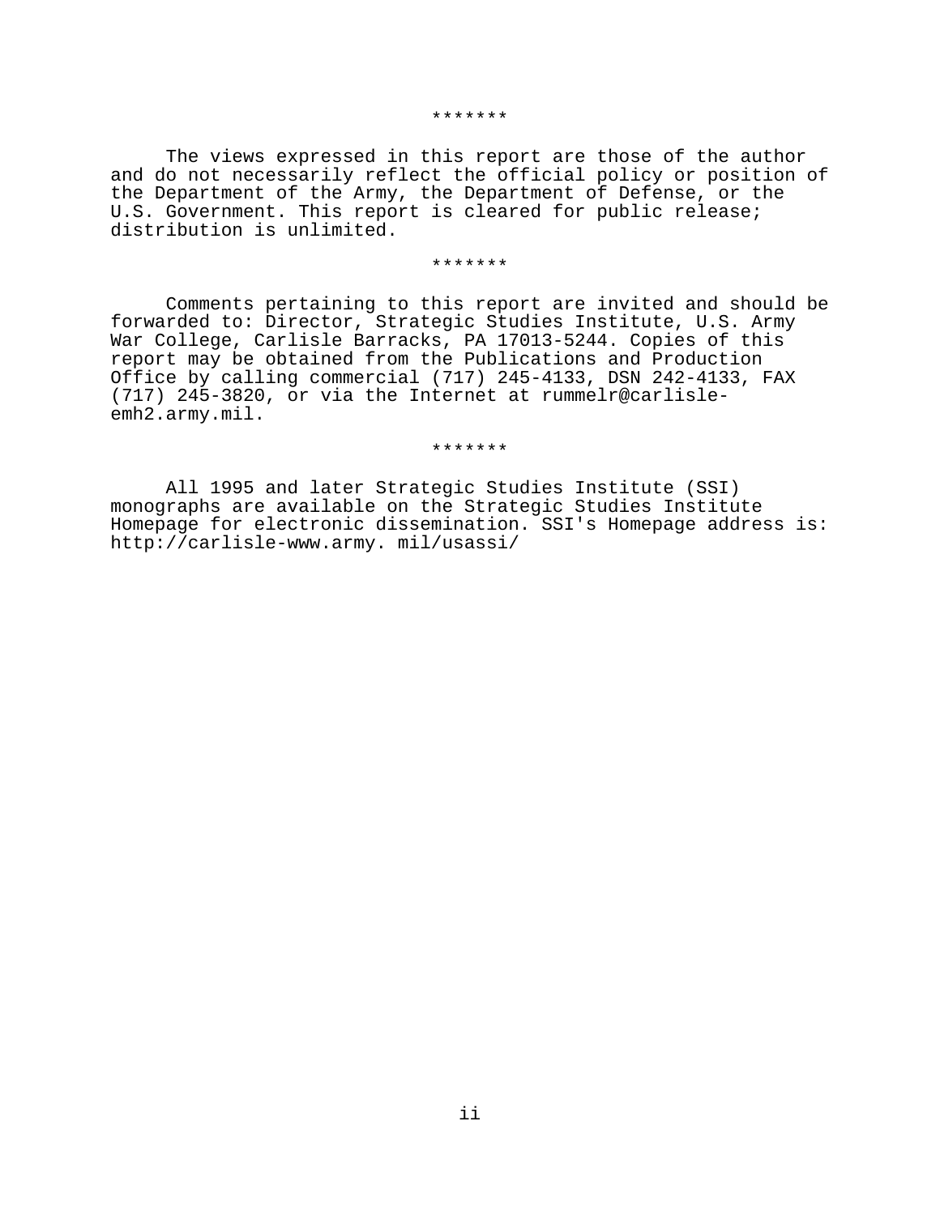*******

The views expressed in this report are those of the author and do not necessarily reflect the official policy or position of the Department of the Army, the Department of Defense, or the U.S. Government. This report is cleared for public release; distribution is unlimited.

*******

Comments pertaining to this report are invited and should be forwarded to: Director, Strategic Studies Institute, U.S. Army War College, Carlisle Barracks, PA 17013-5244. Copies of this report may be obtained from the Publications and Production Office by calling commercial (717) 245-4133, DSN 242-4133, FAX (717) 245-3820, or via the Internet at rummelr@carlisle-emh2.army.mil.

*******

All 1995 and later Strategic Studies Institute (SSI) monographs are available on the Strategic Studies Institute Homepage for electronic dissemination. SSI's Homepage address is: http://carlisle-www.army. mil/usassi/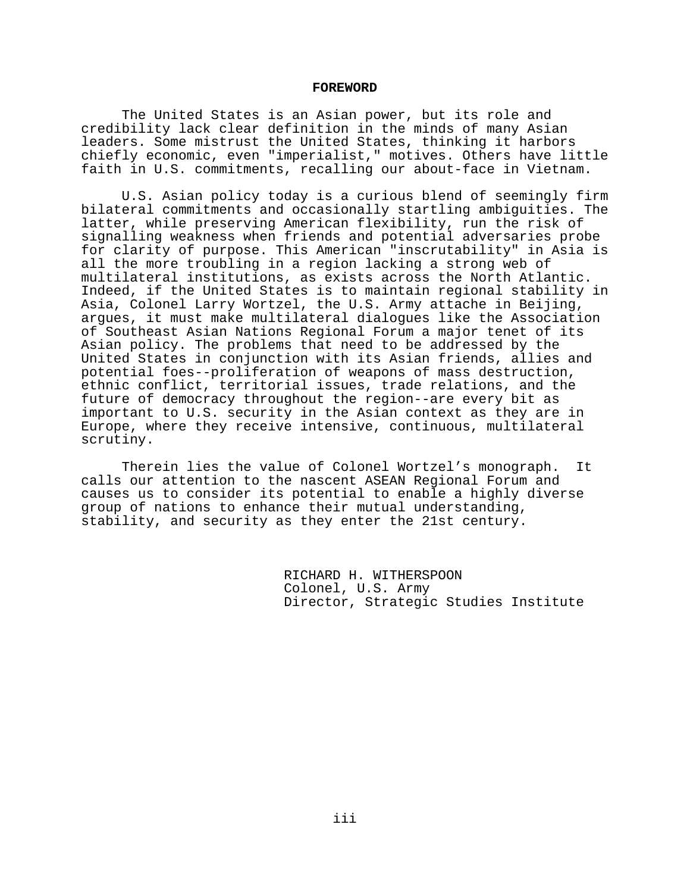## FOREWORD

The United States is an Asian power, but its role and credibility lack clear definition in the minds of many Asian leaders. Some mistrust the United States, thinking it harbors chiefly economic, even "imperialist," motives. Others have little faith in U.S. commitments, recalling our about-face in Vietnam.

U.S. Asian policy today is a curious blend of seemingly firm bilateral commitments and occasionally startling ambiguities. The latter, while preserving American flexibility, run the risk of signalling weakness when friends and potential adversaries probe for clarity of purpose. This American "inscrutability" in Asia is all the more troubling in a region lacking a strong web of multilateral institutions, as exists across the North Atlantic. Indeed, if the United States is to maintain regional stability in Asia, Colonel Larry Wortzel, the U.S. Army attache in Beijing, argues, it must make multilateral dialogues like the Association of Southeast Asian Nations Regional Forum a major tenet of its Asian policy. The problems that need to be addressed by the United States in conjunction with its Asian friends, allies and potential foes--proliferation of weapons of mass destruction, ethnic conflict, territorial issues, trade relations, and the future of democracy throughout the region--are every bit as important to U.S. security in the Asian context as they are in Europe, where they receive intensive, continuous, multilateral scrutiny.

Therein lies the value of Colonel Wortzel's monograph. It calls our attention to the nascent ASEAN Regional Forum and causes us to consider its potential to enable a highly diverse group of nations to enhance their mutual understanding, stability, and security as they enter the 21st century.

RICHARD H. WITHERSPOON
Colonel, U.S. Army
Director, Strategic Studies Institute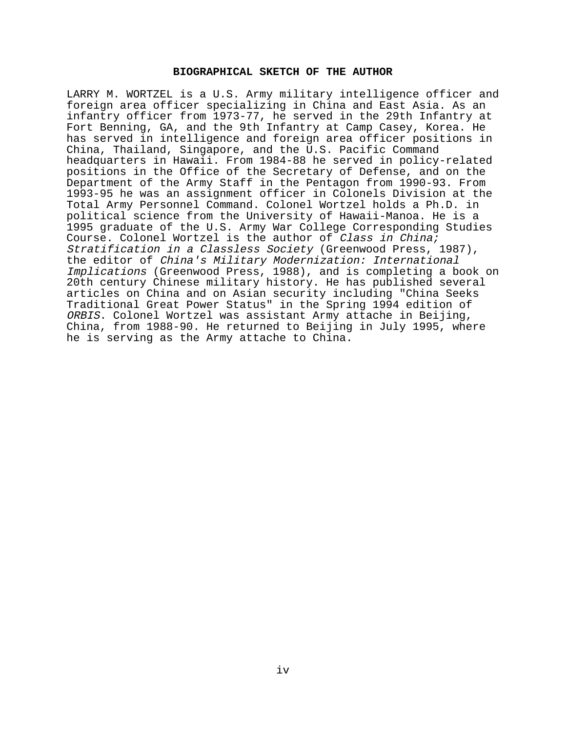## BIOGRAPHICAL SKETCH OF THE AUTHOR

LARRY M. WORTZEL is a U.S. Army military intelligence officer and foreign area officer specializing in China and East Asia. As an infantry officer from 1973-77, he served in the 29th Infantry at Fort Benning, GA, and the 9th Infantry at Camp Casey, Korea. He has served in intelligence and foreign area officer positions in China, Thailand, Singapore, and the U.S. Pacific Command headquarters in Hawaii. From 1984-88 he served in policy-related positions in the Office of the Secretary of Defense, and on the Department of the Army Staff in the Pentagon from 1990-93. From 1993-95 he was an assignment officer in Colonels Division at the Total Army Personnel Command. Colonel Wortzel holds a Ph.D. in political science from the University of Hawaii-Manoa. He is a 1995 graduate of the U.S. Army War College Corresponding Studies Course. Colonel Wortzel is the author of *Class in China; Stratification in a Classless Society* (Greenwood Press, 1987), the editor of *China's Military Modernization: International Implications* (Greenwood Press, 1988), and is completing a book on 20th century Chinese military history. He has published several articles on China and on Asian security including "China Seeks Traditional Great Power Status" in the Spring 1994 edition of *ORBIS*. Colonel Wortzel was assistant Army attache in Beijing, China, from 1988-90. He returned to Beijing in July 1995, where he is serving as the Army attache to China.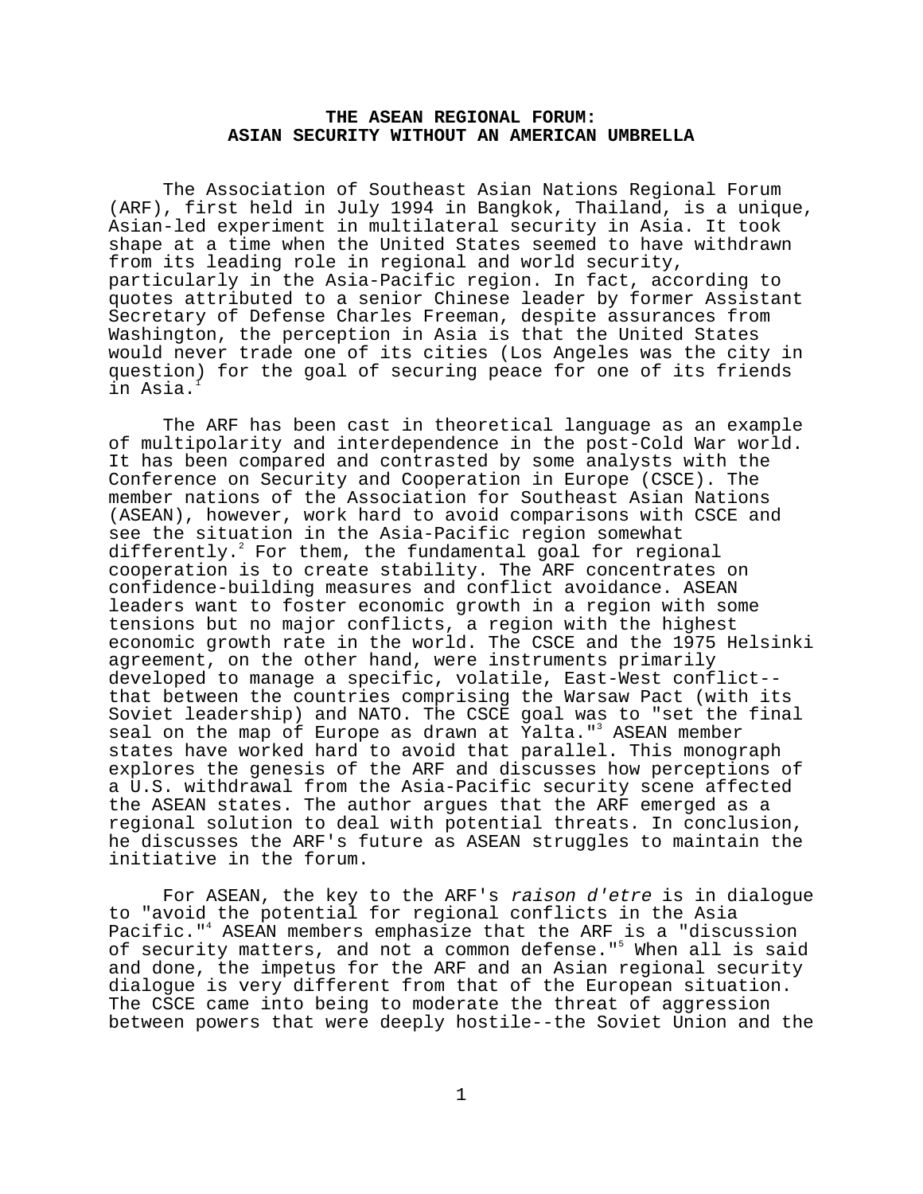# THE ASEAN REGIONAL FORUM: ASIAN SECURITY WITHOUT AN AMERICAN UMBRELLA

The Association of Southeast Asian Nations Regional Forum (ARF), first held in July 1994 in Bangkok, Thailand, is a unique, Asian-led experiment in multilateral security in Asia. It took shape at a time when the United States seemed to have withdrawn from its leading role in regional and world security, particularly in the Asia-Pacific region. In fact, according to quotes attributed to a senior Chinese leader by former Assistant Secretary of Defense Charles Freeman, despite assurances from Washington, the perception in Asia is that the United States would never trade one of its cities (Los Angeles was the city in question) for the goal of securing peace for one of its friends in Asia.[1]

The ARF has been cast in theoretical language as an example of multipolarity and interdependence in the post-Cold War world. It has been compared and contrasted by some analysts with the Conference on Security and Cooperation in Europe (CSCE). The member nations of the Association for Southeast Asian Nations (ASEAN), however, work hard to avoid comparisons with CSCE and see the situation in the Asia-Pacific region somewhat differently.[2] For them, the fundamental goal for regional cooperation is to create stability. The ARF concentrates on confidence-building measures and conflict avoidance. ASEAN leaders want to foster economic growth in a region with some tensions but no major conflicts, a region with the highest economic growth rate in the world. The CSCE and the 1975 Helsinki agreement, on the other hand, were instruments primarily developed to manage a specific, volatile, East-West conflict--that between the countries comprising the Warsaw Pact (with its Soviet leadership) and NATO. The CSCE goal was to "set the final seal on the map of Europe as drawn at Yalta."[3] ASEAN member states have worked hard to avoid that parallel. This monograph explores the genesis of the ARF and discusses how perceptions of a U.S. withdrawal from the Asia-Pacific security scene affected the ASEAN states. The author argues that the ARF emerged as a regional solution to deal with potential threats. In conclusion, he discusses the ARF's future as ASEAN struggles to maintain the initiative in the forum.

For ASEAN, the key to the ARF's *raison d'etre* is in dialogue to "avoid the potential for regional conflicts in the Asia Pacific."[4] ASEAN members emphasize that the ARF is a "discussion of security matters, and not a common defense."[5] When all is said and done, the impetus for the ARF and an Asian regional security dialogue is very different from that of the European situation. The CSCE came into being to moderate the threat of aggression between powers that were deeply hostile--the Soviet Union and the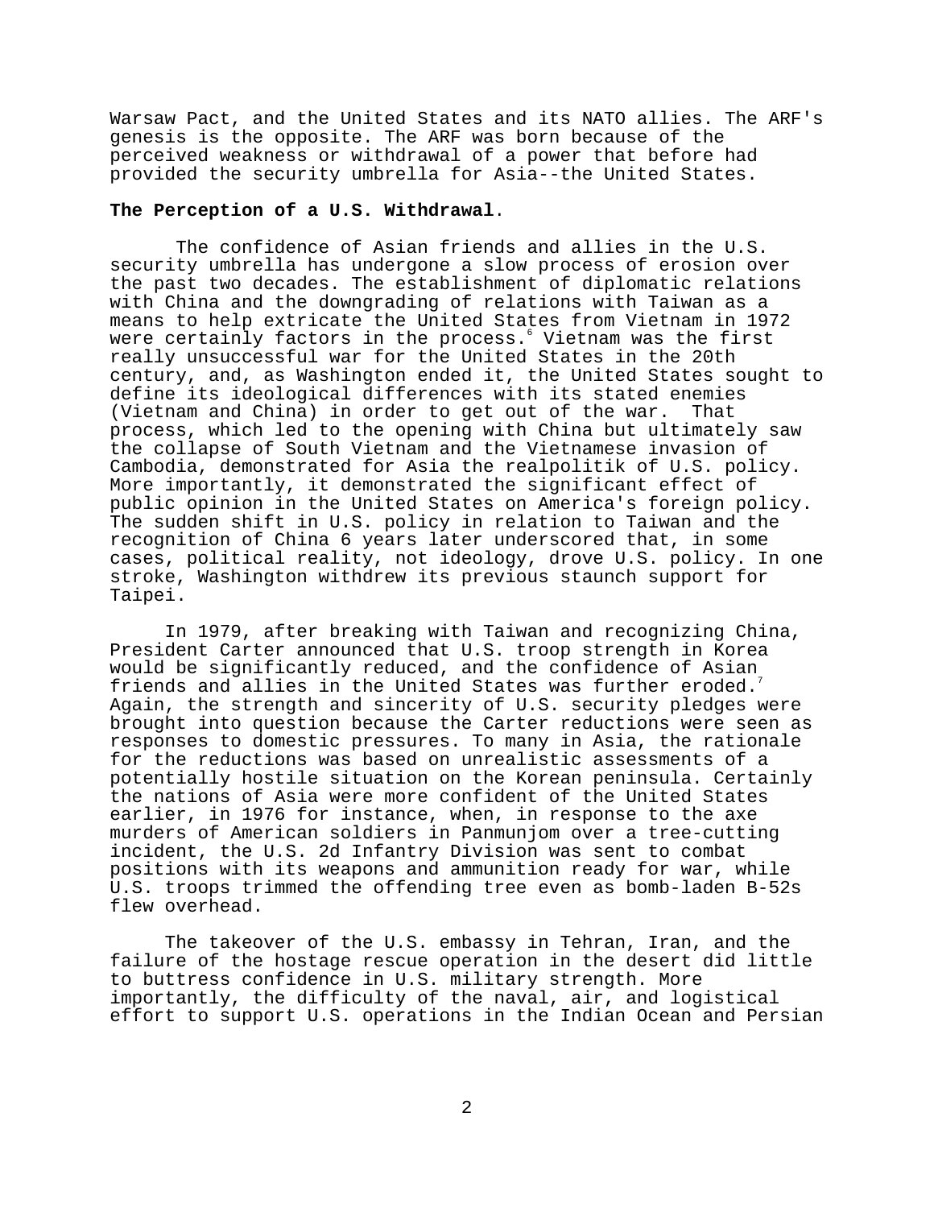Warsaw Pact, and the United States and its NATO allies. The ARF's genesis is the opposite. The ARF was born because of the perceived weakness or withdrawal of a power that before had provided the security umbrella for Asia--the United States.

**The Perception of a U.S. Withdrawal**.

The confidence of Asian friends and allies in the U.S. security umbrella has undergone a slow process of erosion over the past two decades. The establishment of diplomatic relations with China and the downgrading of relations with Taiwan as a means to help extricate the United States from Vietnam in 1972 were certainly factors in the process.[6] Vietnam was the first really unsuccessful war for the United States in the 20th century, and, as Washington ended it, the United States sought to define its ideological differences with its stated enemies (Vietnam and China) in order to get out of the war. That process, which led to the opening with China but ultimately saw the collapse of South Vietnam and the Vietnamese invasion of Cambodia, demonstrated for Asia the realpolitik of U.S. policy. More importantly, it demonstrated the significant effect of public opinion in the United States on America's foreign policy. The sudden shift in U.S. policy in relation to Taiwan and the recognition of China 6 years later underscored that, in some cases, political reality, not ideology, drove U.S. policy. In one stroke, Washington withdrew its previous staunch support for Taipei.

In 1979, after breaking with Taiwan and recognizing China, President Carter announced that U.S. troop strength in Korea would be significantly reduced, and the confidence of Asian friends and allies in the United States was further eroded.[7] Again, the strength and sincerity of U.S. security pledges were brought into question because the Carter reductions were seen as responses to domestic pressures. To many in Asia, the rationale for the reductions was based on unrealistic assessments of a potentially hostile situation on the Korean peninsula. Certainly the nations of Asia were more confident of the United States earlier, in 1976 for instance, when, in response to the axe murders of American soldiers in Panmunjom over a tree-cutting incident, the U.S. 2d Infantry Division was sent to combat positions with its weapons and ammunition ready for war, while U.S. troops trimmed the offending tree even as bomb-laden B-52s flew overhead.

The takeover of the U.S. embassy in Tehran, Iran, and the failure of the hostage rescue operation in the desert did little to buttress confidence in U.S. military strength. More importantly, the difficulty of the naval, air, and logistical effort to support U.S. operations in the Indian Ocean and Persian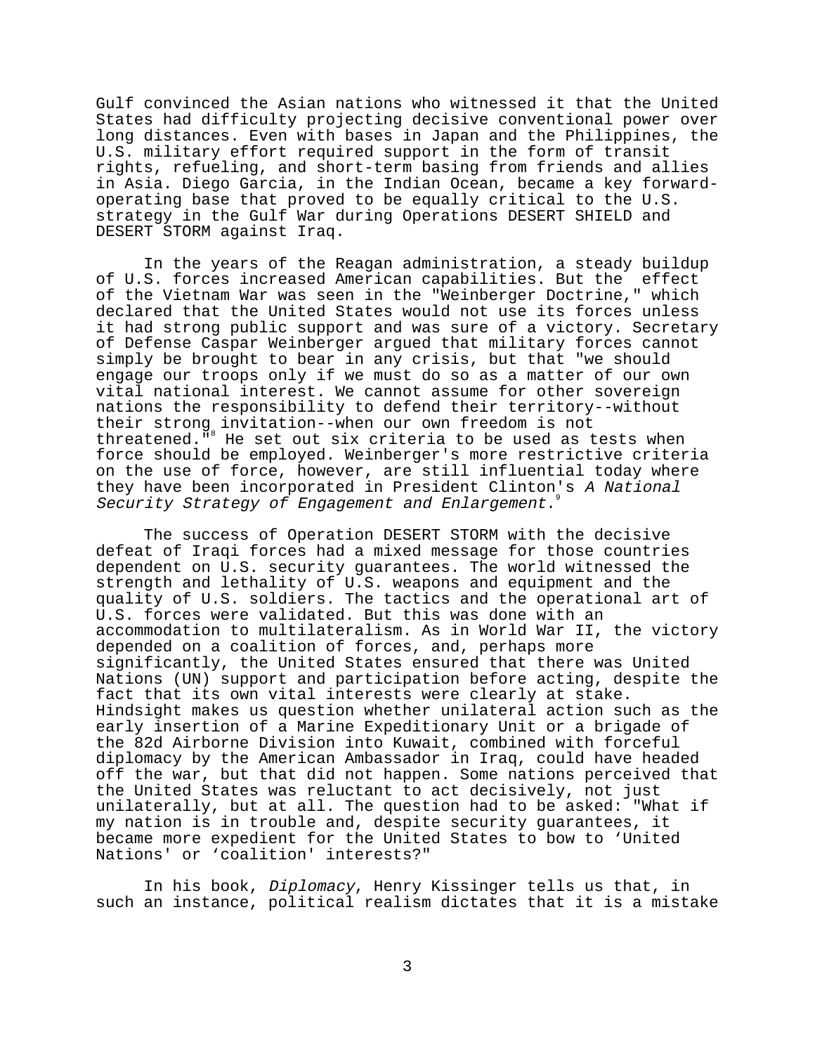Gulf convinced the Asian nations who witnessed it that the United States had difficulty projecting decisive conventional power over long distances. Even with bases in Japan and the Philippines, the U.S. military effort required support in the form of transit rights, refueling, and short-term basing from friends and allies in Asia. Diego Garcia, in the Indian Ocean, became a key forward-operating base that proved to be equally critical to the U.S. strategy in the Gulf War during Operations DESERT SHIELD and DESERT STORM against Iraq.

In the years of the Reagan administration, a steady buildup of U.S. forces increased American capabilities. But the effect of the Vietnam War was seen in the "Weinberger Doctrine," which declared that the United States would not use its forces unless it had strong public support and was sure of a victory. Secretary of Defense Caspar Weinberger argued that military forces cannot simply be brought to bear in any crisis, but that "we should engage our troops only if we must do so as a matter of our own vital national interest. We cannot assume for other sovereign nations the responsibility to defend their territory--without their strong invitation--when our own freedom is not threatened."[8] He set out six criteria to be used as tests when force should be employed. Weinberger's more restrictive criteria on the use of force, however, are still influential today where they have been incorporated in President Clinton's *A National Security Strategy of Engagement and Enlargement*.[9]

The success of Operation DESERT STORM with the decisive defeat of Iraqi forces had a mixed message for those countries dependent on U.S. security guarantees. The world witnessed the strength and lethality of U.S. weapons and equipment and the quality of U.S. soldiers. The tactics and the operational art of U.S. forces were validated. But this was done with an accommodation to multilateralism. As in World War II, the victory depended on a coalition of forces, and, perhaps more significantly, the United States ensured that there was United Nations (UN) support and participation before acting, despite the fact that its own vital interests were clearly at stake. Hindsight makes us question whether unilateral action such as the early insertion of a Marine Expeditionary Unit or a brigade of the 82d Airborne Division into Kuwait, combined with forceful diplomacy by the American Ambassador in Iraq, could have headed off the war, but that did not happen. Some nations perceived that the United States was reluctant to act decisively, not just unilaterally, but at all. The question had to be asked: "What if my nation is in trouble and, despite security guarantees, it became more expedient for the United States to bow to 'United Nations' or 'coalition' interests?"

In his book, *Diplomacy*, Henry Kissinger tells us that, in such an instance, political realism dictates that it is a mistake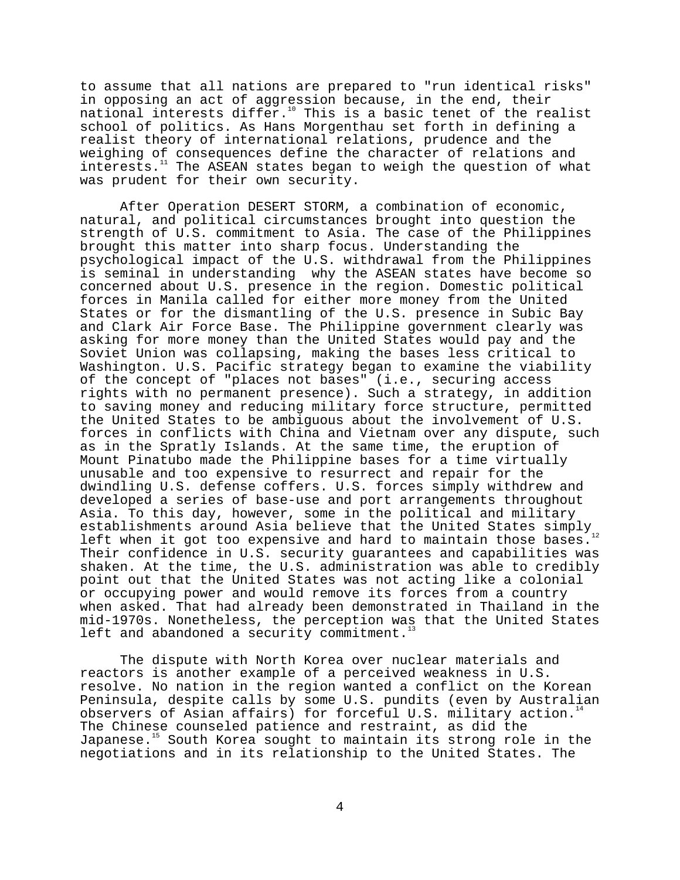to assume that all nations are prepared to "run identical risks" in opposing an act of aggression because, in the end, their national interests differ.[10] This is a basic tenet of the realist school of politics. As Hans Morgenthau set forth in defining a realist theory of international relations, prudence and the weighing of consequences define the character of relations and interests.[11] The ASEAN states began to weigh the question of what was prudent for their own security.

After Operation DESERT STORM, a combination of economic, natural, and political circumstances brought into question the strength of U.S. commitment to Asia. The case of the Philippines brought this matter into sharp focus. Understanding the psychological impact of the U.S. withdrawal from the Philippines is seminal in understanding why the ASEAN states have become so concerned about U.S. presence in the region. Domestic political forces in Manila called for either more money from the United States or for the dismantling of the U.S. presence in Subic Bay and Clark Air Force Base. The Philippine government clearly was asking for more money than the United States would pay and the Soviet Union was collapsing, making the bases less critical to Washington. U.S. Pacific strategy began to examine the viability of the concept of "places not bases" (i.e., securing access rights with no permanent presence). Such a strategy, in addition to saving money and reducing military force structure, permitted the United States to be ambiguous about the involvement of U.S. forces in conflicts with China and Vietnam over any dispute, such as in the Spratly Islands. At the same time, the eruption of Mount Pinatubo made the Philippine bases for a time virtually unusable and too expensive to resurrect and repair for the dwindling U.S. defense coffers. U.S. forces simply withdrew and developed a series of base-use and port arrangements throughout Asia. To this day, however, some in the political and military establishments around Asia believe that the United States simply left when it got too expensive and hard to maintain those bases.[12] Their confidence in U.S. security guarantees and capabilities was shaken. At the time, the U.S. administration was able to credibly point out that the United States was not acting like a colonial or occupying power and would remove its forces from a country when asked. That had already been demonstrated in Thailand in the mid-1970s. Nonetheless, the perception was that the United States left and abandoned a security commitment.[13]

The dispute with North Korea over nuclear materials and reactors is another example of a perceived weakness in U.S. resolve. No nation in the region wanted a conflict on the Korean Peninsula, despite calls by some U.S. pundits (even by Australian observers of Asian affairs) for forceful U.S. military action.[14] The Chinese counseled patience and restraint, as did the Japanese.[15] South Korea sought to maintain its strong role in the negotiations and in its relationship to the United States. The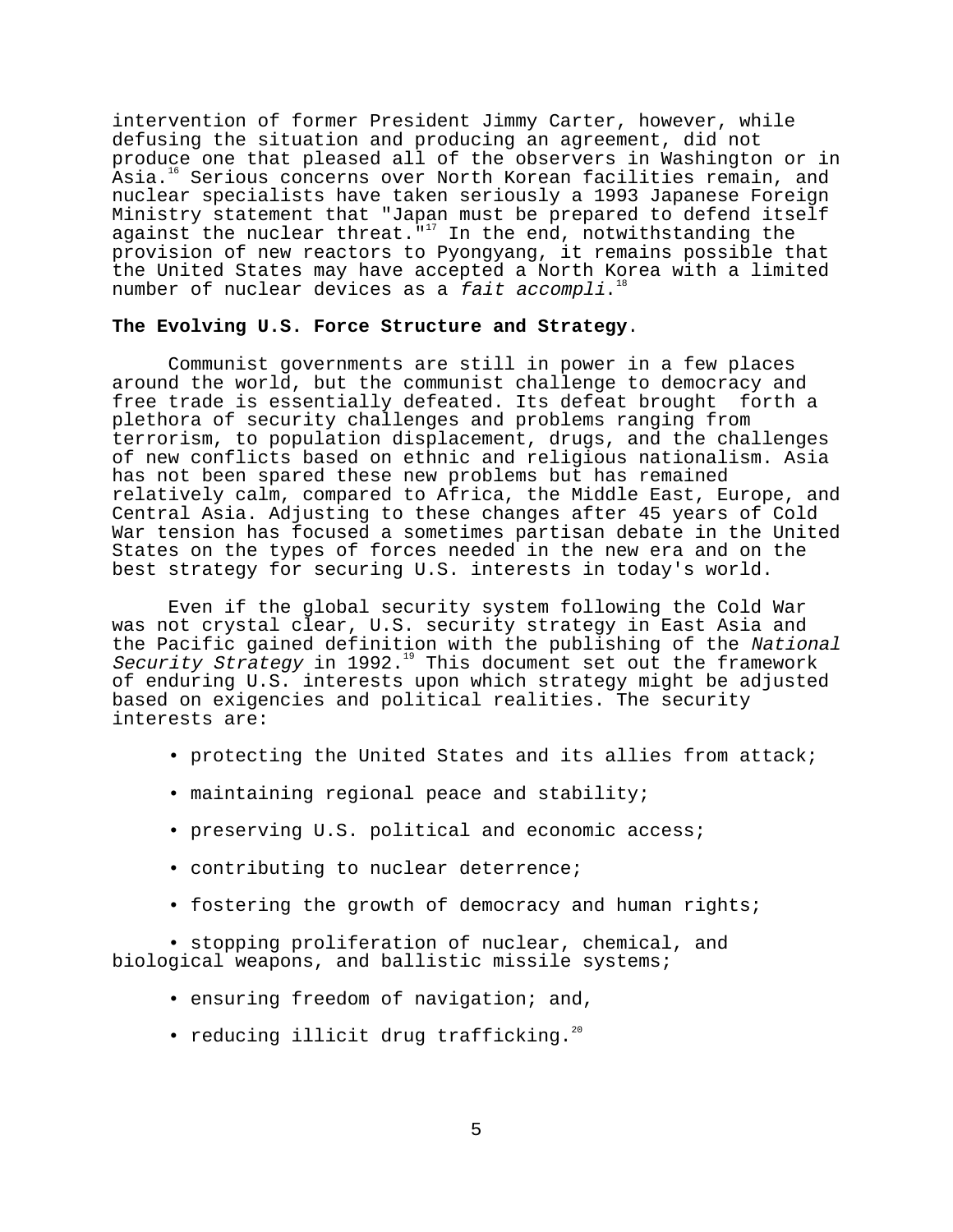intervention of former President Jimmy Carter, however, while defusing the situation and producing an agreement, did not produce one that pleased all of the observers in Washington or in Asia.[16] Serious concerns over North Korean facilities remain, and nuclear specialists have taken seriously a 1993 Japanese Foreign Ministry statement that "Japan must be prepared to defend itself against the nuclear threat."[17] In the end, notwithstanding the provision of new reactors to Pyongyang, it remains possible that the United States may have accepted a North Korea with a limited number of nuclear devices as a *fait accompli*.[18]

**The Evolving U.S. Force Structure and Strategy**.

Communist governments are still in power in a few places around the world, but the communist challenge to democracy and free trade is essentially defeated. Its defeat brought forth a plethora of security challenges and problems ranging from terrorism, to population displacement, drugs, and the challenges of new conflicts based on ethnic and religious nationalism. Asia has not been spared these new problems but has remained relatively calm, compared to Africa, the Middle East, Europe, and Central Asia. Adjusting to these changes after 45 years of Cold War tension has focused a sometimes partisan debate in the United States on the types of forces needed in the new era and on the best strategy for securing U.S. interests in today's world.

Even if the global security system following the Cold War was not crystal clear, U.S. security strategy in East Asia and the Pacific gained definition with the publishing of the *National Security Strategy* in 1992.[19] This document set out the framework of enduring U.S. interests upon which strategy might be adjusted based on exigencies and political realities. The security interests are:

- protecting the United States and its allies from attack;
- maintaining regional peace and stability;
- preserving U.S. political and economic access;
- contributing to nuclear deterrence;
- fostering the growth of democracy and human rights;
- stopping proliferation of nuclear, chemical, and biological weapons, and ballistic missile systems;
- ensuring freedom of navigation; and,
- reducing illicit drug trafficking.[20]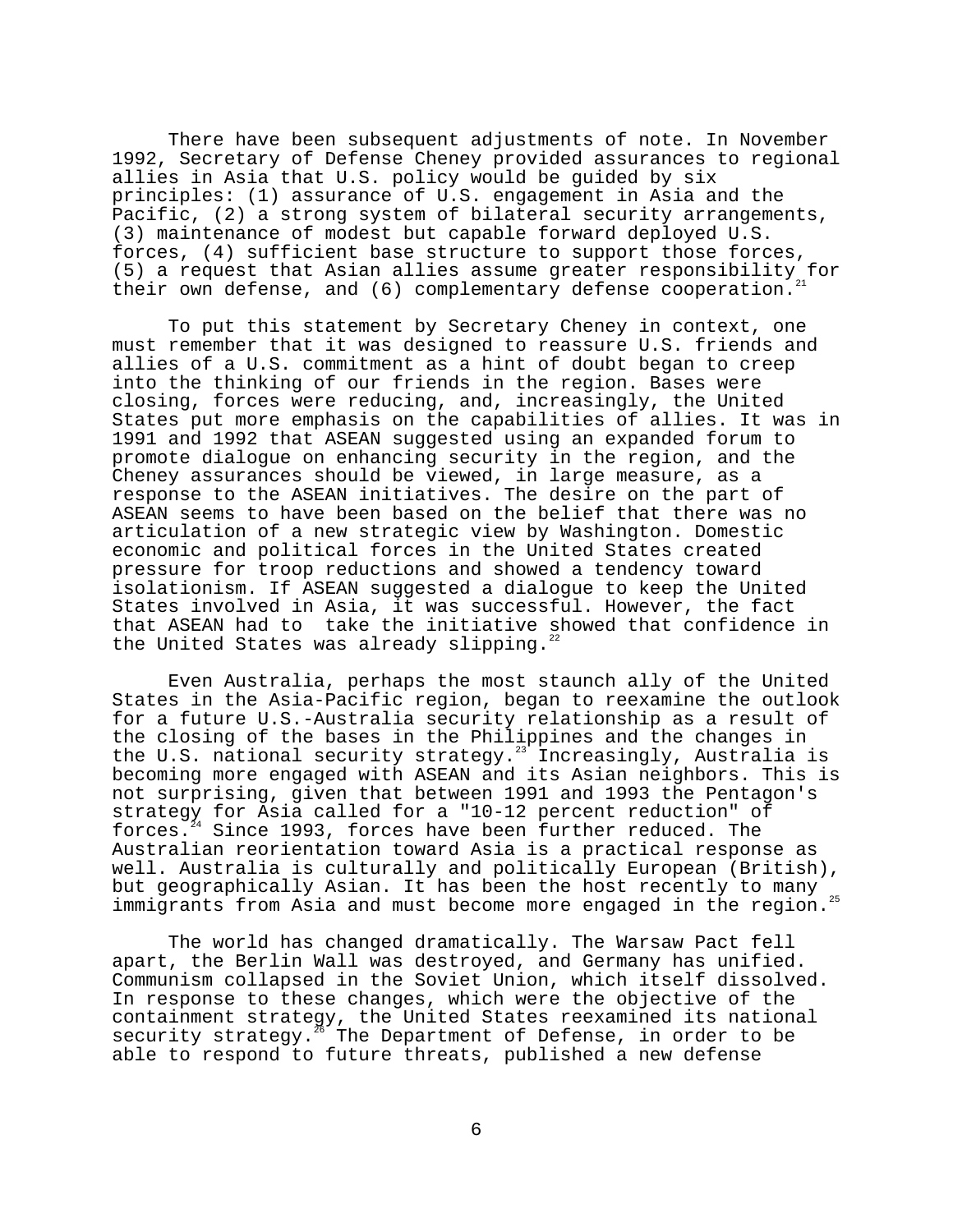There have been subsequent adjustments of note. In November 1992, Secretary of Defense Cheney provided assurances to regional allies in Asia that U.S. policy would be guided by six principles: (1) assurance of U.S. engagement in Asia and the Pacific, (2) a strong system of bilateral security arrangements, (3) maintenance of modest but capable forward deployed U.S. forces, (4) sufficient base structure to support those forces, (5) a request that Asian allies assume greater responsibility for their own defense, and (6) complementary defense cooperation.[21]

To put this statement by Secretary Cheney in context, one must remember that it was designed to reassure U.S. friends and allies of a U.S. commitment as a hint of doubt began to creep into the thinking of our friends in the region. Bases were closing, forces were reducing, and, increasingly, the United States put more emphasis on the capabilities of allies. It was in 1991 and 1992 that ASEAN suggested using an expanded forum to promote dialogue on enhancing security in the region, and the Cheney assurances should be viewed, in large measure, as a response to the ASEAN initiatives. The desire on the part of ASEAN seems to have been based on the belief that there was no articulation of a new strategic view by Washington. Domestic economic and political forces in the United States created pressure for troop reductions and showed a tendency toward isolationism. If ASEAN suggested a dialogue to keep the United States involved in Asia, it was successful. However, the fact that ASEAN had to take the initiative showed that confidence in the United States was already slipping.[22]

Even Australia, perhaps the most staunch ally of the United States in the Asia-Pacific region, began to reexamine the outlook for a future U.S.-Australia security relationship as a result of the closing of the bases in the Philippines and the changes in the U.S. national security strategy.[23] Increasingly, Australia is becoming more engaged with ASEAN and its Asian neighbors. This is not surprising, given that between 1991 and 1993 the Pentagon's strategy for Asia called for a "10-12 percent reduction" of forces.[24] Since 1993, forces have been further reduced. The Australian reorientation toward Asia is a practical response as well. Australia is culturally and politically European (British), but geographically Asian. It has been the host recently to many immigrants from Asia and must become more engaged in the region.[25]

The world has changed dramatically. The Warsaw Pact fell apart, the Berlin Wall was destroyed, and Germany has unified. Communism collapsed in the Soviet Union, which itself dissolved. In response to these changes, which were the objective of the containment strategy, the United States reexamined its national security strategy.[26] The Department of Defense, in order to be able to respond to future threats, published a new defense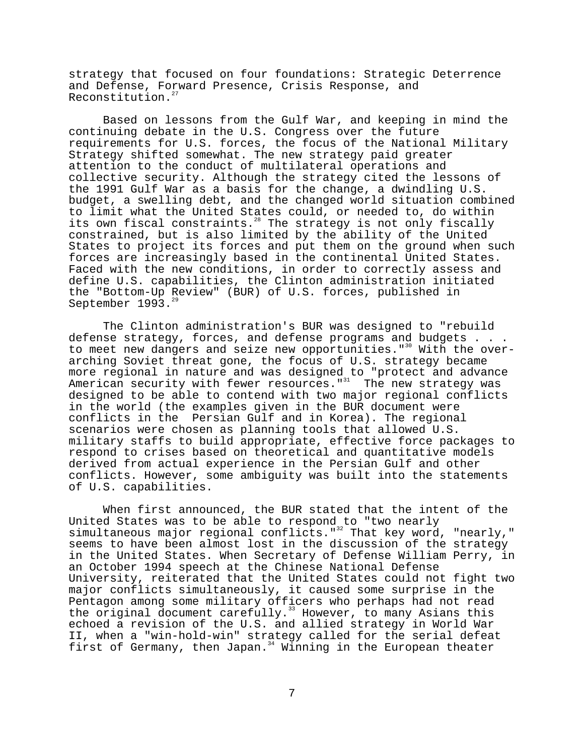strategy that focused on four foundations: Strategic Deterrence and Defense, Forward Presence, Crisis Response, and Reconstitution.[27]

Based on lessons from the Gulf War, and keeping in mind the continuing debate in the U.S. Congress over the future requirements for U.S. forces, the focus of the National Military Strategy shifted somewhat. The new strategy paid greater attention to the conduct of multilateral operations and collective security. Although the strategy cited the lessons of the 1991 Gulf War as a basis for the change, a dwindling U.S. budget, a swelling debt, and the changed world situation combined to limit what the United States could, or needed to, do within its own fiscal constraints.[28] The strategy is not only fiscally constrained, but is also limited by the ability of the United States to project its forces and put them on the ground when such forces are increasingly based in the continental United States. Faced with the new conditions, in order to correctly assess and define U.S. capabilities, the Clinton administration initiated the "Bottom-Up Review" (BUR) of U.S. forces, published in September 1993.[29]

The Clinton administration's BUR was designed to "rebuild defense strategy, forces, and defense programs and budgets . . . to meet new dangers and seize new opportunities."[30] With the over-arching Soviet threat gone, the focus of U.S. strategy became more regional in nature and was designed to "protect and advance American security with fewer resources."[31] The new strategy was designed to be able to contend with two major regional conflicts in the world (the examples given in the BUR document were conflicts in the Persian Gulf and in Korea). The regional scenarios were chosen as planning tools that allowed U.S. military staffs to build appropriate, effective force packages to respond to crises based on theoretical and quantitative models derived from actual experience in the Persian Gulf and other conflicts. However, some ambiguity was built into the statements of U.S. capabilities.

When first announced, the BUR stated that the intent of the United States was to be able to respond to "two nearly simultaneous major regional conflicts."[32] That key word, "nearly," seems to have been almost lost in the discussion of the strategy in the United States. When Secretary of Defense William Perry, in an October 1994 speech at the Chinese National Defense University, reiterated that the United States could not fight two major conflicts simultaneously, it caused some surprise in the Pentagon among some military officers who perhaps had not read the original document carefully.[33] However, to many Asians this echoed a revision of the U.S. and allied strategy in World War II, when a "win-hold-win" strategy called for the serial defeat first of Germany, then Japan.[34] Winning in the European theater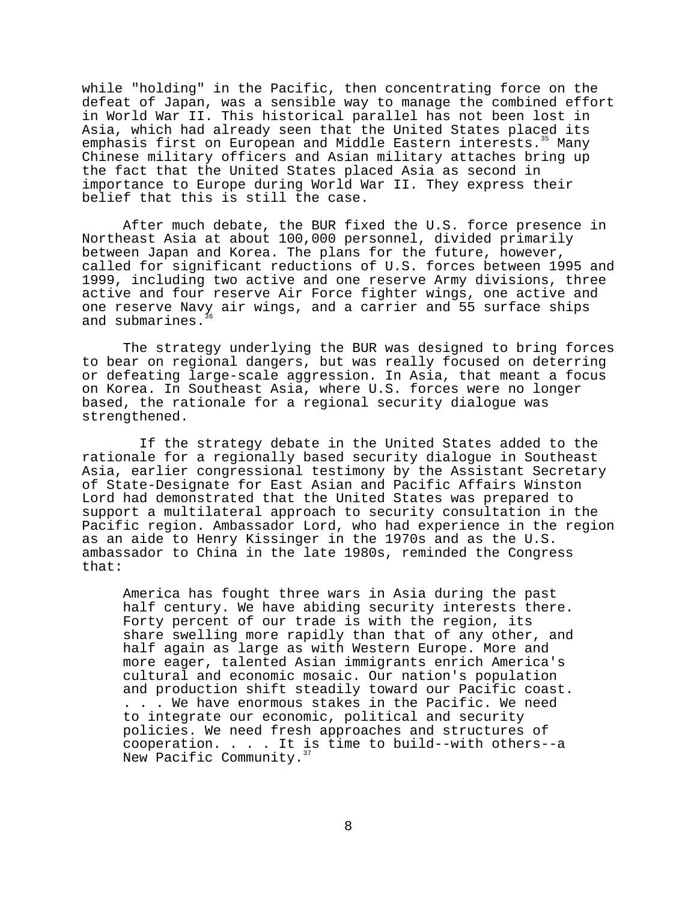while "holding" in the Pacific, then concentrating force on the defeat of Japan, was a sensible way to manage the combined effort in World War II. This historical parallel has not been lost in Asia, which had already seen that the United States placed its emphasis first on European and Middle Eastern interests.[35] Many Chinese military officers and Asian military attaches bring up the fact that the United States placed Asia as second in importance to Europe during World War II. They express their belief that this is still the case.

After much debate, the BUR fixed the U.S. force presence in Northeast Asia at about 100,000 personnel, divided primarily between Japan and Korea. The plans for the future, however, called for significant reductions of U.S. forces between 1995 and 1999, including two active and one reserve Army divisions, three active and four reserve Air Force fighter wings, one active and one reserve Navy air wings, and a carrier and 55 surface ships and submarines.[36]

The strategy underlying the BUR was designed to bring forces to bear on regional dangers, but was really focused on deterring or defeating large-scale aggression. In Asia, that meant a focus on Korea. In Southeast Asia, where U.S. forces were no longer based, the rationale for a regional security dialogue was strengthened.

If the strategy debate in the United States added to the rationale for a regionally based security dialogue in Southeast Asia, earlier congressional testimony by the Assistant Secretary of State-Designate for East Asian and Pacific Affairs Winston Lord had demonstrated that the United States was prepared to support a multilateral approach to security consultation in the Pacific region. Ambassador Lord, who had experience in the region as an aide to Henry Kissinger in the 1970s and as the U.S. ambassador to China in the late 1980s, reminded the Congress that:

> America has fought three wars in Asia during the past half century. We have abiding security interests there. Forty percent of our trade is with the region, its share swelling more rapidly than that of any other, and half again as large as with Western Europe. More and more eager, talented Asian immigrants enrich America's cultural and economic mosaic. Our nation's population and production shift steadily toward our Pacific coast. . . . We have enormous stakes in the Pacific. We need to integrate our economic, political and security policies. We need fresh approaches and structures of cooperation. . . . It is time to build--with others--a New Pacific Community.[37]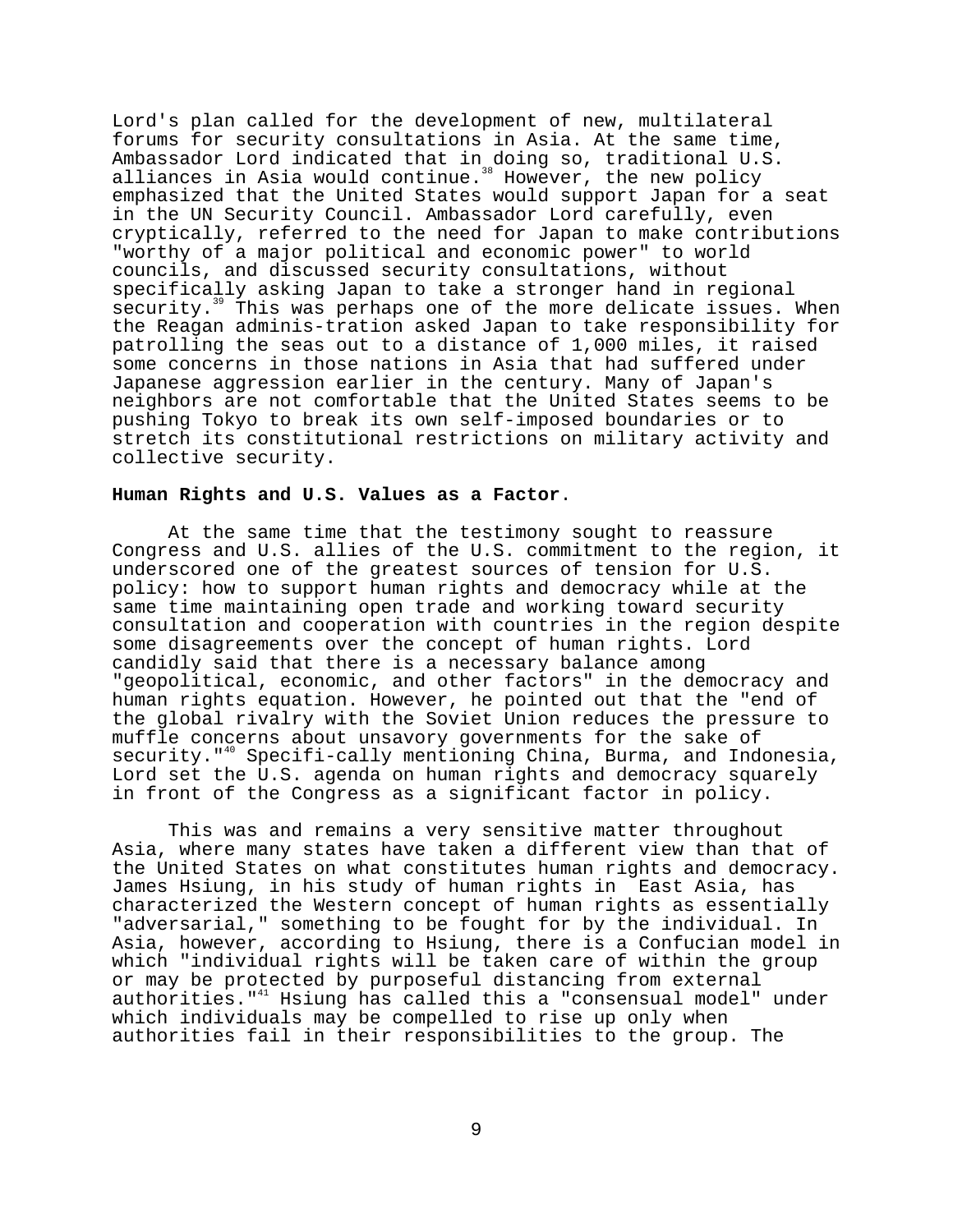Lord's plan called for the development of new, multilateral forums for security consultations in Asia. At the same time, Ambassador Lord indicated that in doing so, traditional U.S. alliances in Asia would continue.[38] However, the new policy emphasized that the United States would support Japan for a seat in the UN Security Council. Ambassador Lord carefully, even cryptically, referred to the need for Japan to make contributions "worthy of a major political and economic power" to world councils, and discussed security consultations, without specifically asking Japan to take a stronger hand in regional security.[39] This was perhaps one of the more delicate issues. When the Reagan adminis-tration asked Japan to take responsibility for patrolling the seas out to a distance of 1,000 miles, it raised some concerns in those nations in Asia that had suffered under Japanese aggression earlier in the century. Many of Japan's neighbors are not comfortable that the United States seems to be pushing Tokyo to break its own self-imposed boundaries or to stretch its constitutional restrictions on military activity and collective security.

**Human Rights and U.S. Values as a Factor.**

At the same time that the testimony sought to reassure Congress and U.S. allies of the U.S. commitment to the region, it underscored one of the greatest sources of tension for U.S. policy: how to support human rights and democracy while at the same time maintaining open trade and working toward security consultation and cooperation with countries in the region despite some disagreements over the concept of human rights. Lord candidly said that there is a necessary balance among "geopolitical, economic, and other factors" in the democracy and human rights equation. However, he pointed out that the "end of the global rivalry with the Soviet Union reduces the pressure to muffle concerns about unsavory governments for the sake of security."[40] Specifi-cally mentioning China, Burma, and Indonesia, Lord set the U.S. agenda on human rights and democracy squarely in front of the Congress as a significant factor in policy.

This was and remains a very sensitive matter throughout Asia, where many states have taken a different view than that of the United States on what constitutes human rights and democracy. James Hsiung, in his study of human rights in East Asia, has characterized the Western concept of human rights as essentially "adversarial," something to be fought for by the individual. In Asia, however, according to Hsiung, there is a Confucian model in which "individual rights will be taken care of within the group or may be protected by purposeful distancing from external authorities."[41] Hsiung has called this a "consensual model" under which individuals may be compelled to rise up only when authorities fail in their responsibilities to the group. The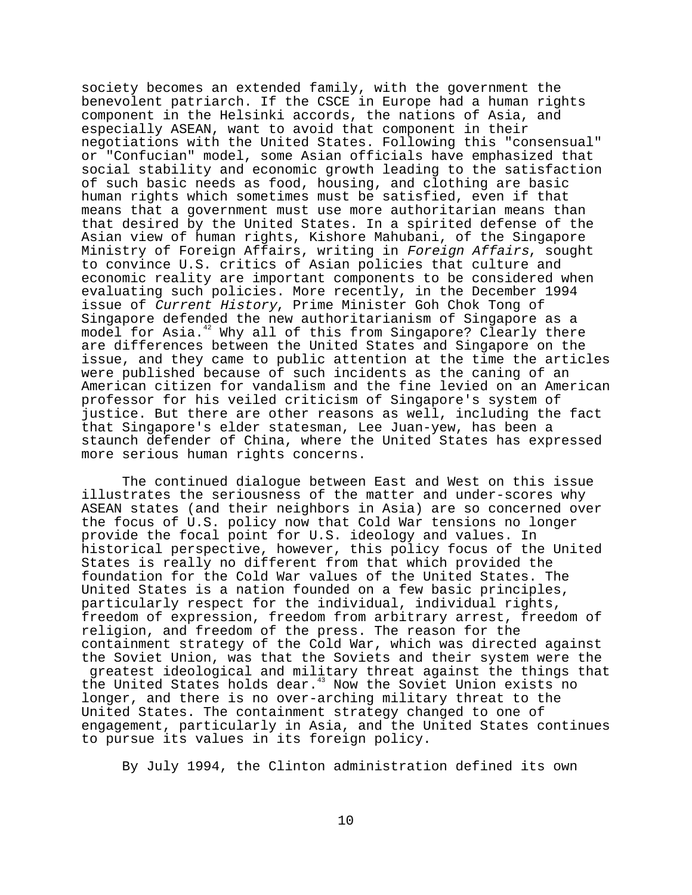society becomes an extended family, with the government the benevolent patriarch. If the CSCE in Europe had a human rights component in the Helsinki accords, the nations of Asia, and especially ASEAN, want to avoid that component in their negotiations with the United States. Following this "consensual" or "Confucian" model, some Asian officials have emphasized that social stability and economic growth leading to the satisfaction of such basic needs as food, housing, and clothing are basic human rights which sometimes must be satisfied, even if that means that a government must use more authoritarian means than that desired by the United States. In a spirited defense of the Asian view of human rights, Kishore Mahubani, of the Singapore Ministry of Foreign Affairs, writing in *Foreign Affairs*, sought to convince U.S. critics of Asian policies that culture and economic reality are important components to be considered when evaluating such policies. More recently, in the December 1994 issue of *Current History*, Prime Minister Goh Chok Tong of Singapore defended the new authoritarianism of Singapore as a model for Asia.[42] Why all of this from Singapore? Clearly there are differences between the United States and Singapore on the issue, and they came to public attention at the time the articles were published because of such incidents as the caning of an American citizen for vandalism and the fine levied on an American professor for his veiled criticism of Singapore's system of justice. But there are other reasons as well, including the fact that Singapore's elder statesman, Lee Juan-yew, has been a staunch defender of China, where the United States has expressed more serious human rights concerns.

The continued dialogue between East and West on this issue illustrates the seriousness of the matter and under-scores why ASEAN states (and their neighbors in Asia) are so concerned over the focus of U.S. policy now that Cold War tensions no longer provide the focal point for U.S. ideology and values. In historical perspective, however, this policy focus of the United States is really no different from that which provided the foundation for the Cold War values of the United States. The United States is a nation founded on a few basic principles, particularly respect for the individual, individual rights, freedom of expression, freedom from arbitrary arrest, freedom of religion, and freedom of the press. The reason for the containment strategy of the Cold War, which was directed against the Soviet Union, was that the Soviets and their system were the greatest ideological and military threat against the things that the United States holds dear.[43] Now the Soviet Union exists no longer, and there is no over-arching military threat to the United States. The containment strategy changed to one of engagement, particularly in Asia, and the United States continues to pursue its values in its foreign policy.

By July 1994, the Clinton administration defined its own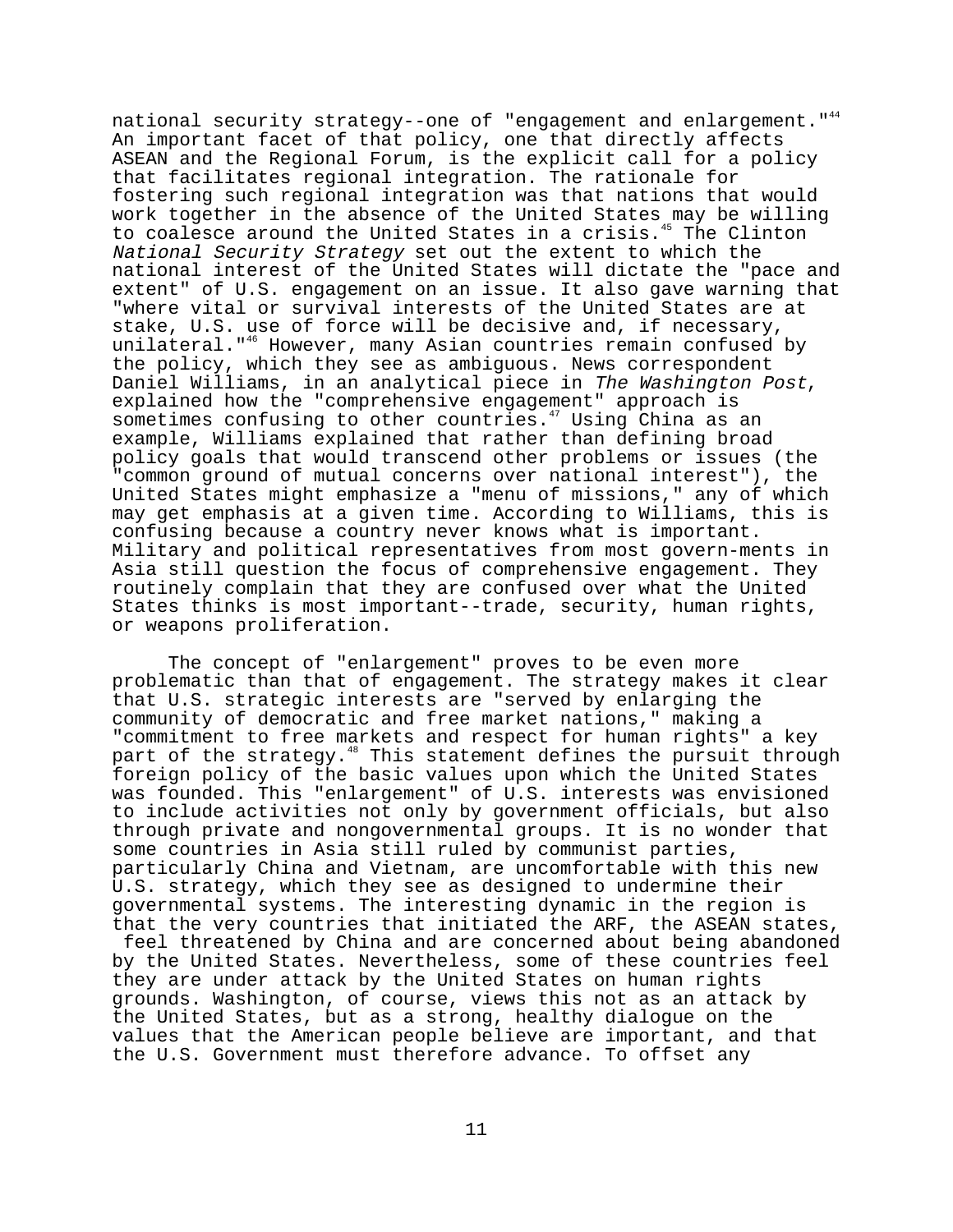national security strategy--one of "engagement and enlargement."[44] An important facet of that policy, one that directly affects ASEAN and the Regional Forum, is the explicit call for a policy that facilitates regional integration. The rationale for fostering such regional integration was that nations that would work together in the absence of the United States may be willing to coalesce around the United States in a crisis.[45] The Clinton *National Security Strategy* set out the extent to which the national interest of the United States will dictate the "pace and extent" of U.S. engagement on an issue. It also gave warning that "where vital or survival interests of the United States are at stake, U.S. use of force will be decisive and, if necessary, unilateral."[46] However, many Asian countries remain confused by the policy, which they see as ambiguous. News correspondent Daniel Williams, in an analytical piece in *The Washington Post*, explained how the "comprehensive engagement" approach is sometimes confusing to other countries.[47] Using China as an example, Williams explained that rather than defining broad policy goals that would transcend other problems or issues (the "common ground of mutual concerns over national interest"), the United States might emphasize a "menu of missions," any of which may get emphasis at a given time. According to Williams, this is confusing because a country never knows what is important. Military and political representatives from most govern-ments in Asia still question the focus of comprehensive engagement. They routinely complain that they are confused over what the United States thinks is most important--trade, security, human rights, or weapons proliferation.

The concept of "enlargement" proves to be even more problematic than that of engagement. The strategy makes it clear that U.S. strategic interests are "served by enlarging the community of democratic and free market nations," making a "commitment to free markets and respect for human rights" a key part of the strategy.[48] This statement defines the pursuit through foreign policy of the basic values upon which the United States was founded. This "enlargement" of U.S. interests was envisioned to include activities not only by government officials, but also through private and nongovernmental groups. It is no wonder that some countries in Asia still ruled by communist parties, particularly China and Vietnam, are uncomfortable with this new U.S. strategy, which they see as designed to undermine their governmental systems. The interesting dynamic in the region is that the very countries that initiated the ARF, the ASEAN states, feel threatened by China and are concerned about being abandoned by the United States. Nevertheless, some of these countries feel they are under attack by the United States on human rights grounds. Washington, of course, views this not as an attack by the United States, but as a strong, healthy dialogue on the values that the American people believe are important, and that the U.S. Government must therefore advance. To offset any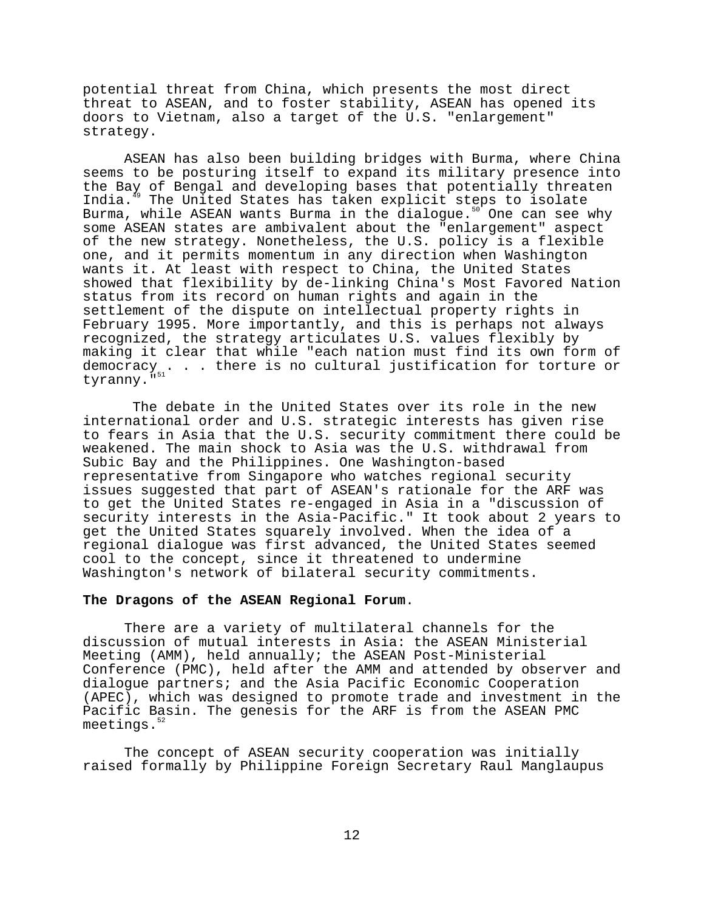potential threat from China, which presents the most direct threat to ASEAN, and to foster stability, ASEAN has opened its doors to Vietnam, also a target of the U.S. "enlargement" strategy.

ASEAN has also been building bridges with Burma, where China seems to be posturing itself to expand its military presence into the Bay of Bengal and developing bases that potentially threaten India.[49] The United States has taken explicit steps to isolate Burma, while ASEAN wants Burma in the dialogue.[50] One can see why some ASEAN states are ambivalent about the "enlargement" aspect of the new strategy. Nonetheless, the U.S. policy is a flexible one, and it permits momentum in any direction when Washington wants it. At least with respect to China, the United States showed that flexibility by de-linking China's Most Favored Nation status from its record on human rights and again in the settlement of the dispute on intellectual property rights in February 1995. More importantly, and this is perhaps not always recognized, the strategy articulates U.S. values flexibly by making it clear that while "each nation must find its own form of democracy . . . there is no cultural justification for torture or tyranny."[51]

The debate in the United States over its role in the new international order and U.S. strategic interests has given rise to fears in Asia that the U.S. security commitment there could be weakened. The main shock to Asia was the U.S. withdrawal from Subic Bay and the Philippines. One Washington-based representative from Singapore who watches regional security issues suggested that part of ASEAN's rationale for the ARF was to get the United States re-engaged in Asia in a "discussion of security interests in the Asia-Pacific." It took about 2 years to get the United States squarely involved. When the idea of a regional dialogue was first advanced, the United States seemed cool to the concept, since it threatened to undermine Washington's network of bilateral security commitments.

**The Dragons of the ASEAN Regional Forum**.

There are a variety of multilateral channels for the discussion of mutual interests in Asia: the ASEAN Ministerial Meeting (AMM), held annually; the ASEAN Post-Ministerial Conference (PMC), held after the AMM and attended by observer and dialogue partners; and the Asia Pacific Economic Cooperation (APEC), which was designed to promote trade and investment in the Pacific Basin. The genesis for the ARF is from the ASEAN PMC meetings.[52]

The concept of ASEAN security cooperation was initially raised formally by Philippine Foreign Secretary Raul Manglaupus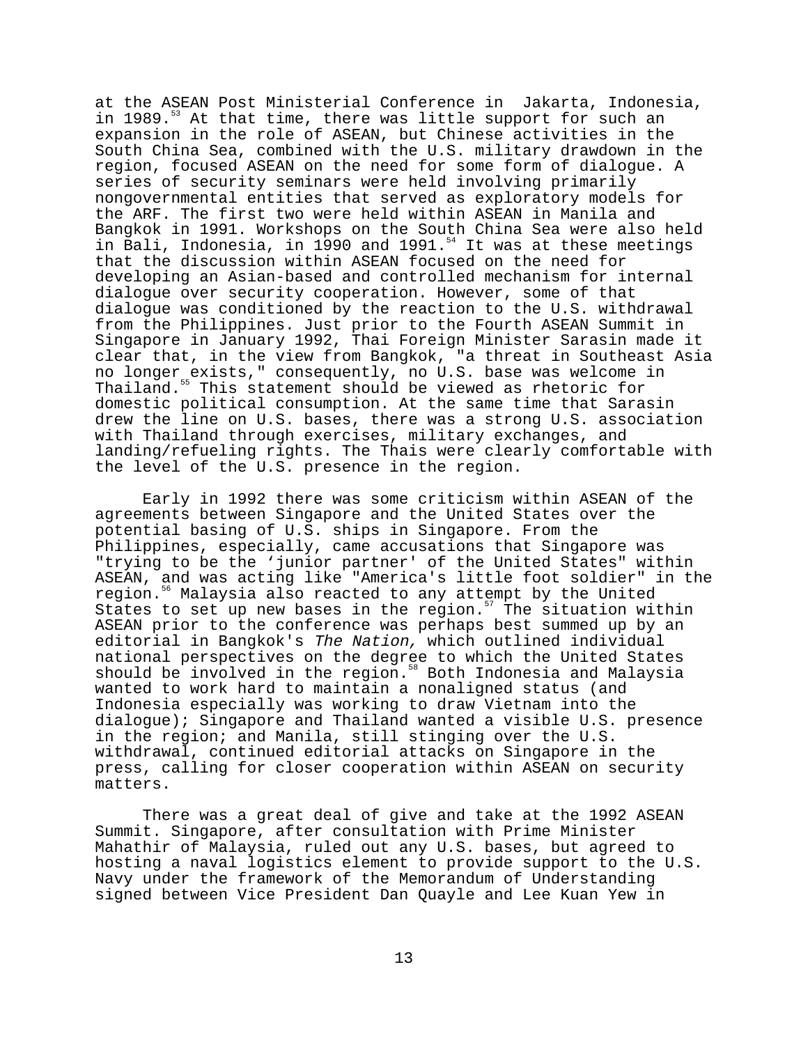at the ASEAN Post Ministerial Conference in Jakarta, Indonesia, in 1989.[53] At that time, there was little support for such an expansion in the role of ASEAN, but Chinese activities in the South China Sea, combined with the U.S. military drawdown in the region, focused ASEAN on the need for some form of dialogue. A series of security seminars were held involving primarily nongovernmental entities that served as exploratory models for the ARF. The first two were held within ASEAN in Manila and Bangkok in 1991. Workshops on the South China Sea were also held in Bali, Indonesia, in 1990 and 1991.[54] It was at these meetings that the discussion within ASEAN focused on the need for developing an Asian-based and controlled mechanism for internal dialogue over security cooperation. However, some of that dialogue was conditioned by the reaction to the U.S. withdrawal from the Philippines. Just prior to the Fourth ASEAN Summit in Singapore in January 1992, Thai Foreign Minister Sarasin made it clear that, in the view from Bangkok, "a threat in Southeast Asia no longer exists," consequently, no U.S. base was welcome in Thailand.[55] This statement should be viewed as rhetoric for domestic political consumption. At the same time that Sarasin drew the line on U.S. bases, there was a strong U.S. association with Thailand through exercises, military exchanges, and landing/refueling rights. The Thais were clearly comfortable with the level of the U.S. presence in the region.

Early in 1992 there was some criticism within ASEAN of the agreements between Singapore and the United States over the potential basing of U.S. ships in Singapore. From the Philippines, especially, came accusations that Singapore was "trying to be the ‘junior partner' of the United States" within ASEAN, and was acting like "America's little foot soldier" in the region.[56] Malaysia also reacted to any attempt by the United States to set up new bases in the region.[57] The situation within ASEAN prior to the conference was perhaps best summed up by an editorial in Bangkok's *The Nation,* which outlined individual national perspectives on the degree to which the United States should be involved in the region.[58] Both Indonesia and Malaysia wanted to work hard to maintain a nonaligned status (and Indonesia especially was working to draw Vietnam into the dialogue); Singapore and Thailand wanted a visible U.S. presence in the region; and Manila, still stinging over the U.S. withdrawal, continued editorial attacks on Singapore in the press, calling for closer cooperation within ASEAN on security matters.

There was a great deal of give and take at the 1992 ASEAN Summit. Singapore, after consultation with Prime Minister Mahathir of Malaysia, ruled out any U.S. bases, but agreed to hosting a naval logistics element to provide support to the U.S. Navy under the framework of the Memorandum of Understanding signed between Vice President Dan Quayle and Lee Kuan Yew in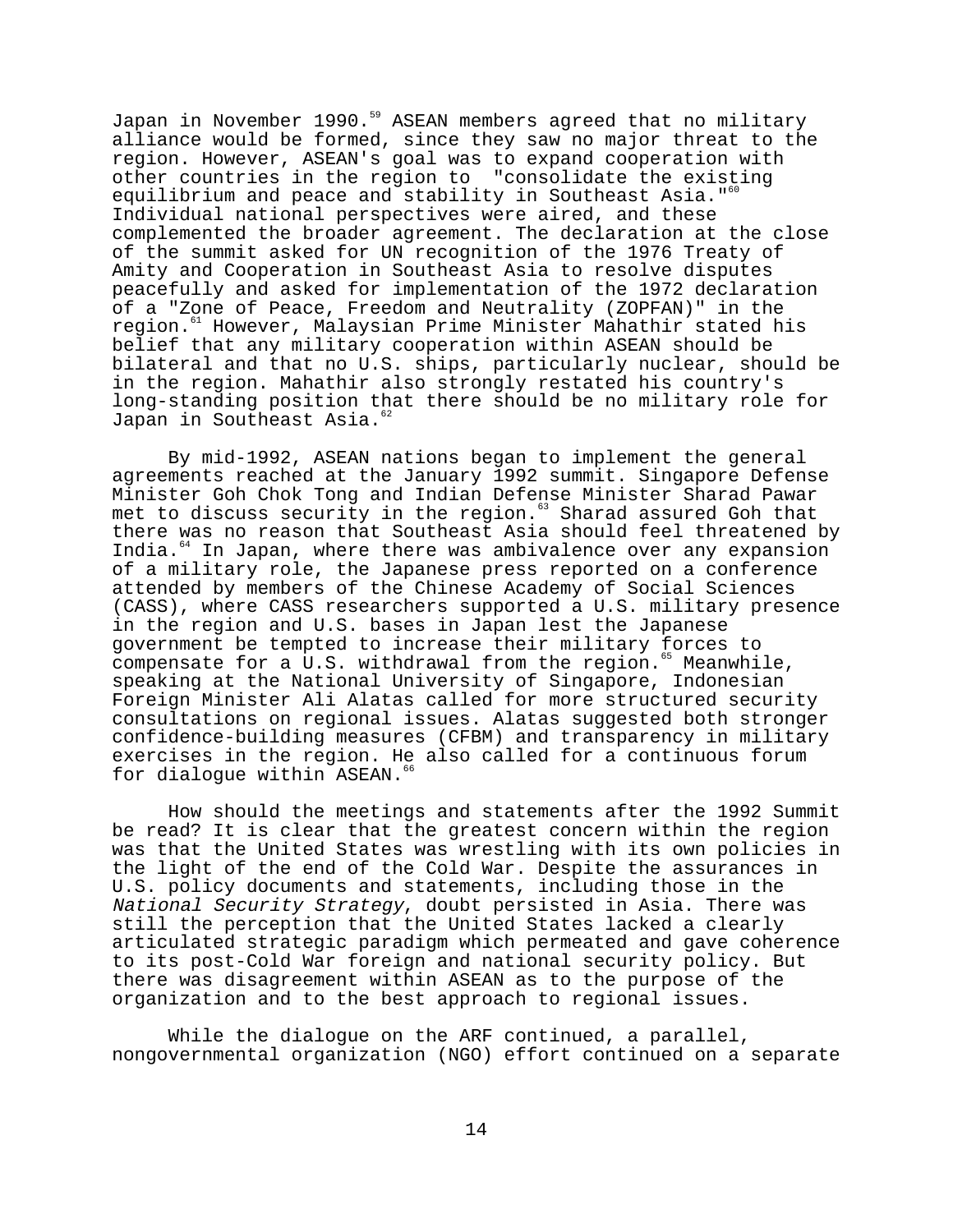Japan in November 1990.[59] ASEAN members agreed that no military alliance would be formed, since they saw no major threat to the region. However, ASEAN's goal was to expand cooperation with other countries in the region to "consolidate the existing equilibrium and peace and stability in Southeast Asia."[60] Individual national perspectives were aired, and these complemented the broader agreement. The declaration at the close of the summit asked for UN recognition of the 1976 Treaty of Amity and Cooperation in Southeast Asia to resolve disputes peacefully and asked for implementation of the 1972 declaration of a "Zone of Peace, Freedom and Neutrality (ZOPFAN)" in the region.[61] However, Malaysian Prime Minister Mahathir stated his belief that any military cooperation within ASEAN should be bilateral and that no U.S. ships, particularly nuclear, should be in the region. Mahathir also strongly restated his country's long-standing position that there should be no military role for Japan in Southeast Asia.[62]

By mid-1992, ASEAN nations began to implement the general agreements reached at the January 1992 summit. Singapore Defense Minister Goh Chok Tong and Indian Defense Minister Sharad Pawar met to discuss security in the region.[63] Sharad assured Goh that there was no reason that Southeast Asia should feel threatened by India.[64] In Japan, where there was ambivalence over any expansion of a military role, the Japanese press reported on a conference attended by members of the Chinese Academy of Social Sciences (CASS), where CASS researchers supported a U.S. military presence in the region and U.S. bases in Japan lest the Japanese government be tempted to increase their military forces to compensate for a U.S. withdrawal from the region.[65] Meanwhile, speaking at the National University of Singapore, Indonesian Foreign Minister Ali Alatas called for more structured security consultations on regional issues. Alatas suggested both stronger confidence-building measures (CFBM) and transparency in military exercises in the region. He also called for a continuous forum for dialogue within ASEAN.[66]

How should the meetings and statements after the 1992 Summit be read? It is clear that the greatest concern within the region was that the United States was wrestling with its own policies in the light of the end of the Cold War. Despite the assurances in U.S. policy documents and statements, including those in the *National Security Strategy*, doubt persisted in Asia. There was still the perception that the United States lacked a clearly articulated strategic paradigm which permeated and gave coherence to its post-Cold War foreign and national security policy. But there was disagreement within ASEAN as to the purpose of the organization and to the best approach to regional issues.

While the dialogue on the ARF continued, a parallel, nongovernmental organization (NGO) effort continued on a separate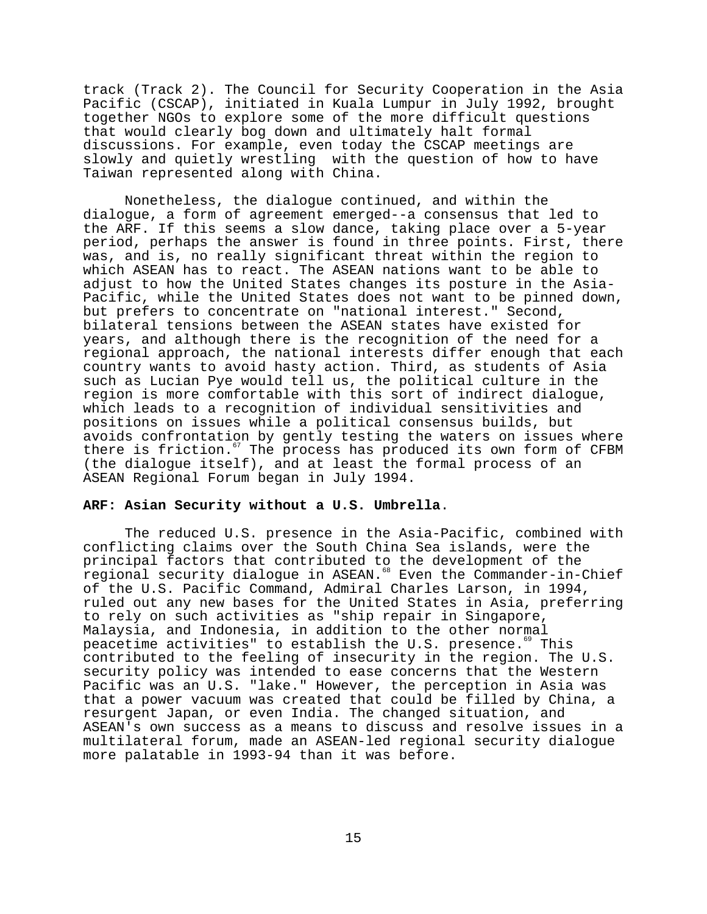track (Track 2). The Council for Security Cooperation in the Asia Pacific (CSCAP), initiated in Kuala Lumpur in July 1992, brought together NGOs to explore some of the more difficult questions that would clearly bog down and ultimately halt formal discussions. For example, even today the CSCAP meetings are slowly and quietly wrestling with the question of how to have Taiwan represented along with China.

Nonetheless, the dialogue continued, and within the dialogue, a form of agreement emerged--a consensus that led to the ARF. If this seems a slow dance, taking place over a 5-year period, perhaps the answer is found in three points. First, there was, and is, no really significant threat within the region to which ASEAN has to react. The ASEAN nations want to be able to adjust to how the United States changes its posture in the Asia-Pacific, while the United States does not want to be pinned down, but prefers to concentrate on "national interest." Second, bilateral tensions between the ASEAN states have existed for years, and although there is the recognition of the need for a regional approach, the national interests differ enough that each country wants to avoid hasty action. Third, as students of Asia such as Lucian Pye would tell us, the political culture in the region is more comfortable with this sort of indirect dialogue, which leads to a recognition of individual sensitivities and positions on issues while a political consensus builds, but avoids confrontation by gently testing the waters on issues where there is friction.[67] The process has produced its own form of CFBM (the dialogue itself), and at least the formal process of an ASEAN Regional Forum began in July 1994.

**ARF: Asian Security without a U.S. Umbrella**.

The reduced U.S. presence in the Asia-Pacific, combined with conflicting claims over the South China Sea islands, were the principal factors that contributed to the development of the regional security dialogue in ASEAN.[68] Even the Commander-in-Chief of the U.S. Pacific Command, Admiral Charles Larson, in 1994, ruled out any new bases for the United States in Asia, preferring to rely on such activities as "ship repair in Singapore, Malaysia, and Indonesia, in addition to the other normal peacetime activities" to establish the U.S. presence.[69] This contributed to the feeling of insecurity in the region. The U.S. security policy was intended to ease concerns that the Western Pacific was an U.S. "lake." However, the perception in Asia was that a power vacuum was created that could be filled by China, a resurgent Japan, or even India. The changed situation, and ASEAN's own success as a means to discuss and resolve issues in a multilateral forum, made an ASEAN-led regional security dialogue more palatable in 1993-94 than it was before.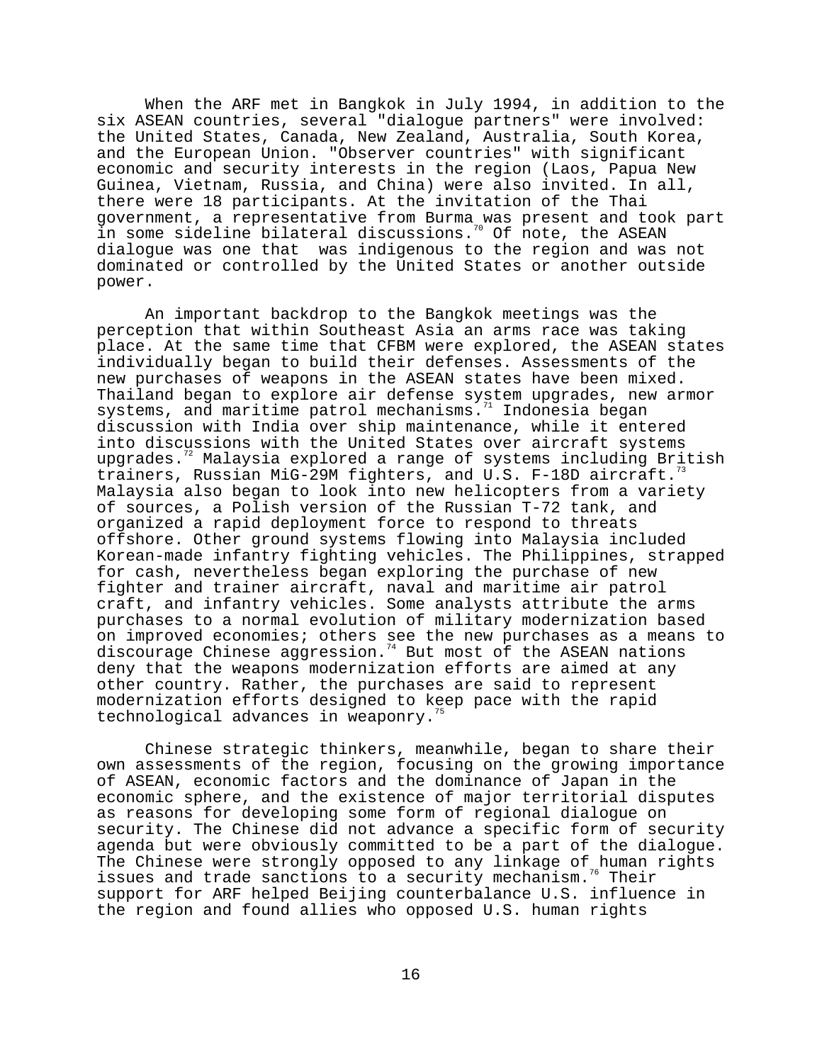When the ARF met in Bangkok in July 1994, in addition to the six ASEAN countries, several "dialogue partners" were involved: the United States, Canada, New Zealand, Australia, South Korea, and the European Union. "Observer countries" with significant economic and security interests in the region (Laos, Papua New Guinea, Vietnam, Russia, and China) were also invited. In all, there were 18 participants. At the invitation of the Thai government, a representative from Burma was present and took part in some sideline bilateral discussions.[70] Of note, the ASEAN dialogue was one that was indigenous to the region and was not dominated or controlled by the United States or another outside power.

An important backdrop to the Bangkok meetings was the perception that within Southeast Asia an arms race was taking place. At the same time that CFBM were explored, the ASEAN states individually began to build their defenses. Assessments of the new purchases of weapons in the ASEAN states have been mixed. Thailand began to explore air defense system upgrades, new armor systems, and maritime patrol mechanisms.[71] Indonesia began discussion with India over ship maintenance, while it entered into discussions with the United States over aircraft systems upgrades.[72] Malaysia explored a range of systems including British trainers, Russian MiG-29M fighters, and U.S. F-18D aircraft.[73] Malaysia also began to look into new helicopters from a variety of sources, a Polish version of the Russian T-72 tank, and organized a rapid deployment force to respond to threats offshore. Other ground systems flowing into Malaysia included Korean-made infantry fighting vehicles. The Philippines, strapped for cash, nevertheless began exploring the purchase of new fighter and trainer aircraft, naval and maritime air patrol craft, and infantry vehicles. Some analysts attribute the arms purchases to a normal evolution of military modernization based on improved economies; others see the new purchases as a means to discourage Chinese aggression.[74] But most of the ASEAN nations deny that the weapons modernization efforts are aimed at any other country. Rather, the purchases are said to represent modernization efforts designed to keep pace with the rapid technological advances in weaponry.[75]

Chinese strategic thinkers, meanwhile, began to share their own assessments of the region, focusing on the growing importance of ASEAN, economic factors and the dominance of Japan in the economic sphere, and the existence of major territorial disputes as reasons for developing some form of regional dialogue on security. The Chinese did not advance a specific form of security agenda but were obviously committed to be a part of the dialogue. The Chinese were strongly opposed to any linkage of human rights issues and trade sanctions to a security mechanism.[76] Their support for ARF helped Beijing counterbalance U.S. influence in the region and found allies who opposed U.S. human rights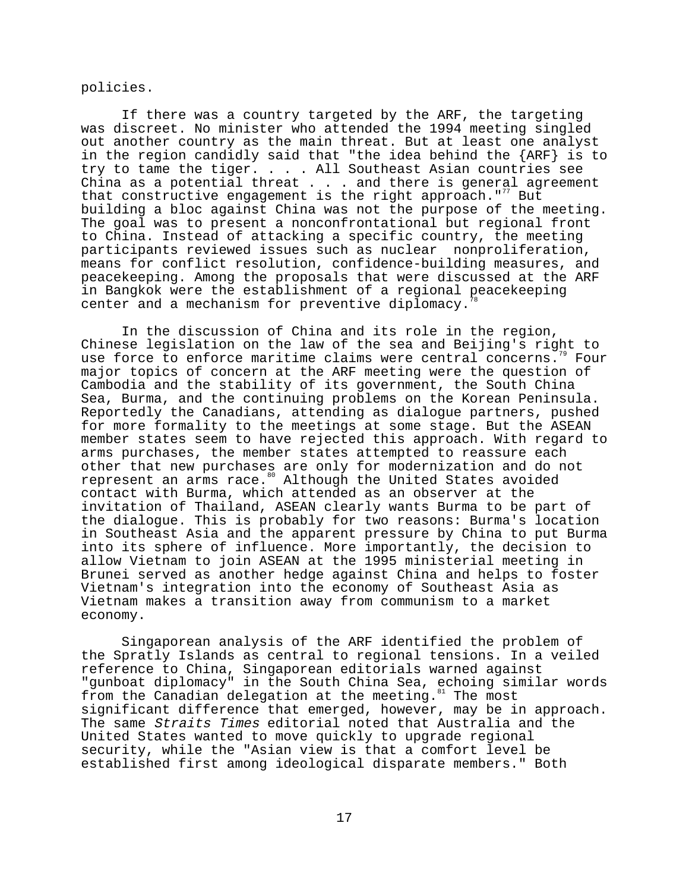policies.

If there was a country targeted by the ARF, the targeting was discreet. No minister who attended the 1994 meeting singled out another country as the main threat. But at least one analyst in the region candidly said that "the idea behind the {ARF} is to try to tame the tiger. . . . All Southeast Asian countries see China as a potential threat . . . and there is general agreement that constructive engagement is the right approach."[77] But building a bloc against China was not the purpose of the meeting. The goal was to present a nonconfrontational but regional front to China. Instead of attacking a specific country, the meeting participants reviewed issues such as nuclear nonproliferation, means for conflict resolution, confidence-building measures, and peacekeeping. Among the proposals that were discussed at the ARF in Bangkok were the establishment of a regional peacekeeping center and a mechanism for preventive diplomacy.[78]

In the discussion of China and its role in the region, Chinese legislation on the law of the sea and Beijing's right to use force to enforce maritime claims were central concerns.[79] Four major topics of concern at the ARF meeting were the question of Cambodia and the stability of its government, the South China Sea, Burma, and the continuing problems on the Korean Peninsula. Reportedly the Canadians, attending as dialogue partners, pushed for more formality to the meetings at some stage. But the ASEAN member states seem to have rejected this approach. With regard to arms purchases, the member states attempted to reassure each other that new purchases are only for modernization and do not represent an arms race.[80] Although the United States avoided contact with Burma, which attended as an observer at the invitation of Thailand, ASEAN clearly wants Burma to be part of the dialogue. This is probably for two reasons: Burma's location in Southeast Asia and the apparent pressure by China to put Burma into its sphere of influence. More importantly, the decision to allow Vietnam to join ASEAN at the 1995 ministerial meeting in Brunei served as another hedge against China and helps to foster Vietnam's integration into the economy of Southeast Asia as Vietnam makes a transition away from communism to a market economy.

Singaporean analysis of the ARF identified the problem of the Spratly Islands as central to regional tensions. In a veiled reference to China, Singaporean editorials warned against "gunboat diplomacy" in the South China Sea, echoing similar words from the Canadian delegation at the meeting.[81] The most significant difference that emerged, however, may be in approach. The same *Straits Times* editorial noted that Australia and the United States wanted to move quickly to upgrade regional security, while the "Asian view is that a comfort level be established first among ideological disparate members." Both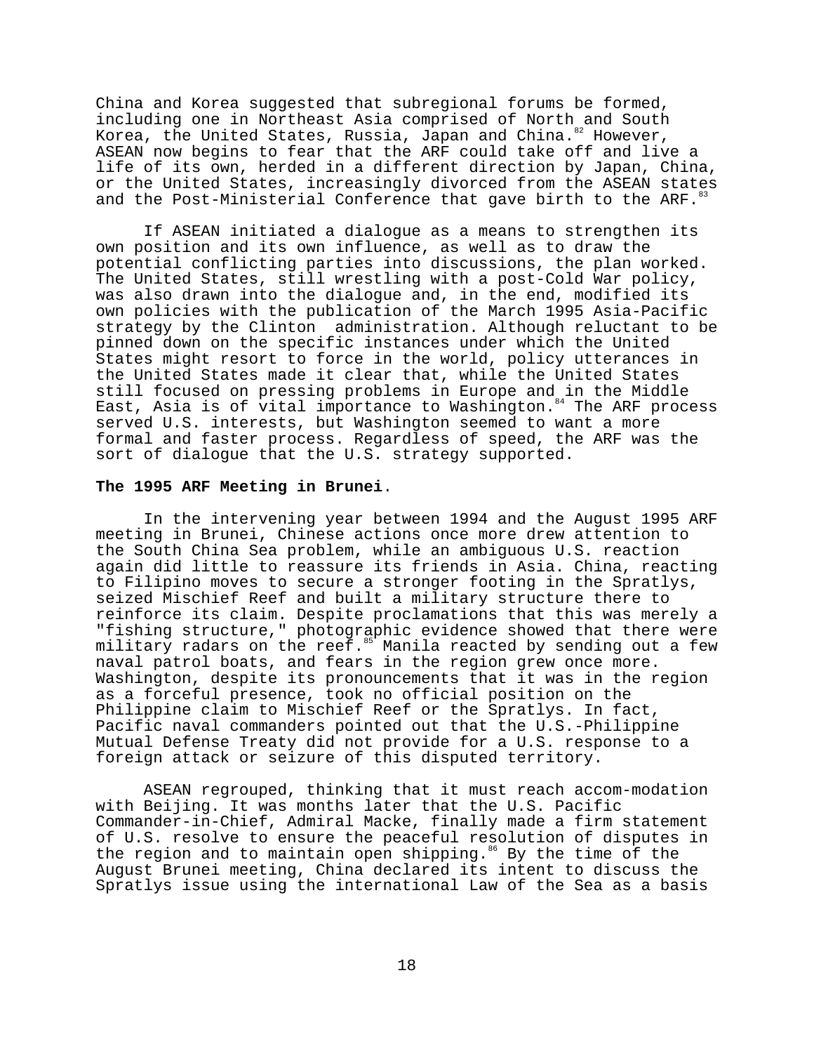China and Korea suggested that subregional forums be formed, including one in Northeast Asia comprised of North and South Korea, the United States, Russia, Japan and China.[82] However, ASEAN now begins to fear that the ARF could take off and live a life of its own, herded in a different direction by Japan, China, or the United States, increasingly divorced from the ASEAN states and the Post-Ministerial Conference that gave birth to the ARF.[83]

If ASEAN initiated a dialogue as a means to strengthen its own position and its own influence, as well as to draw the potential conflicting parties into discussions, the plan worked. The United States, still wrestling with a post-Cold War policy, was also drawn into the dialogue and, in the end, modified its own policies with the publication of the March 1995 Asia-Pacific strategy by the Clinton administration. Although reluctant to be pinned down on the specific instances under which the United States might resort to force in the world, policy utterances in the United States made it clear that, while the United States still focused on pressing problems in Europe and in the Middle East, Asia is of vital importance to Washington.[84] The ARF process served U.S. interests, but Washington seemed to want a more formal and faster process. Regardless of speed, the ARF was the sort of dialogue that the U.S. strategy supported.

**The 1995 ARF Meeting in Brunei**.

In the intervening year between 1994 and the August 1995 ARF meeting in Brunei, Chinese actions once more drew attention to the South China Sea problem, while an ambiguous U.S. reaction again did little to reassure its friends in Asia. China, reacting to Filipino moves to secure a stronger footing in the Spratlys, seized Mischief Reef and built a military structure there to reinforce its claim. Despite proclamations that this was merely a "fishing structure," photographic evidence showed that there were military radars on the reef.[85] Manila reacted by sending out a few naval patrol boats, and fears in the region grew once more. Washington, despite its pronouncements that it was in the region as a forceful presence, took no official position on the Philippine claim to Mischief Reef or the Spratlys. In fact, Pacific naval commanders pointed out that the U.S.-Philippine Mutual Defense Treaty did not provide for a U.S. response to a foreign attack or seizure of this disputed territory.

ASEAN regrouped, thinking that it must reach accom-modation with Beijing. It was months later that the U.S. Pacific Commander-in-Chief, Admiral Macke, finally made a firm statement of U.S. resolve to ensure the peaceful resolution of disputes in the region and to maintain open shipping.[86] By the time of the August Brunei meeting, China declared its intent to discuss the Spratlys issue using the international Law of the Sea as a basis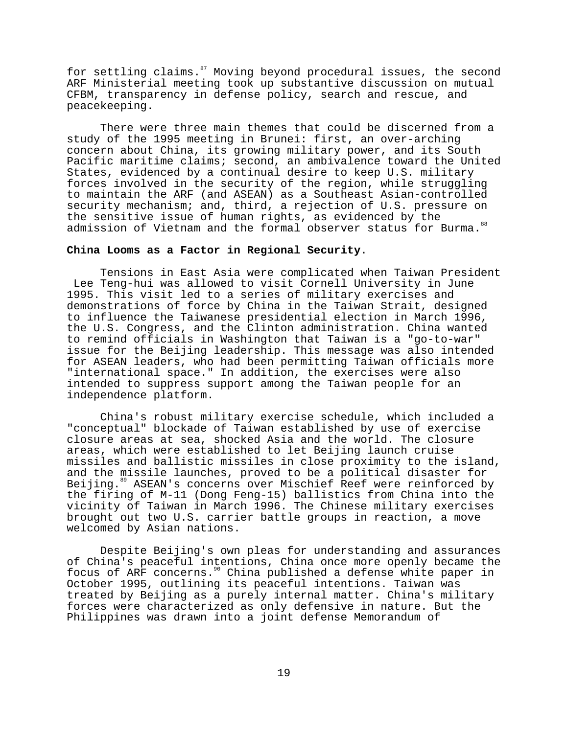for settling claims.[87] Moving beyond procedural issues, the second ARF Ministerial meeting took up substantive discussion on mutual CFBM, transparency in defense policy, search and rescue, and peacekeeping.

There were three main themes that could be discerned from a study of the 1995 meeting in Brunei: first, an over-arching concern about China, its growing military power, and its South Pacific maritime claims; second, an ambivalence toward the United States, evidenced by a continual desire to keep U.S. military forces involved in the security of the region, while struggling to maintain the ARF (and ASEAN) as a Southeast Asian-controlled security mechanism; and, third, a rejection of U.S. pressure on the sensitive issue of human rights, as evidenced by the admission of Vietnam and the formal observer status for Burma.[88]

**China Looms as a Factor in Regional Security**.

Tensions in East Asia were complicated when Taiwan President Lee Teng-hui was allowed to visit Cornell University in June 1995. This visit led to a series of military exercises and demonstrations of force by China in the Taiwan Strait, designed to influence the Taiwanese presidential election in March 1996, the U.S. Congress, and the Clinton administration. China wanted to remind officials in Washington that Taiwan is a "go-to-war" issue for the Beijing leadership. This message was also intended for ASEAN leaders, who had been permitting Taiwan officials more "international space." In addition, the exercises were also intended to suppress support among the Taiwan people for an independence platform.

China's robust military exercise schedule, which included a "conceptual" blockade of Taiwan established by use of exercise closure areas at sea, shocked Asia and the world. The closure areas, which were established to let Beijing launch cruise missiles and ballistic missiles in close proximity to the island, and the missile launches, proved to be a political disaster for Beijing.[89] ASEAN's concerns over Mischief Reef were reinforced by the firing of M-11 (Dong Feng-15) ballistics from China into the vicinity of Taiwan in March 1996. The Chinese military exercises brought out two U.S. carrier battle groups in reaction, a move welcomed by Asian nations.

Despite Beijing's own pleas for understanding and assurances of China's peaceful intentions, China once more openly became the focus of ARF concerns.[90] China published a defense white paper in October 1995, outlining its peaceful intentions. Taiwan was treated by Beijing as a purely internal matter. China's military forces were characterized as only defensive in nature. But the Philippines was drawn into a joint defense Memorandum of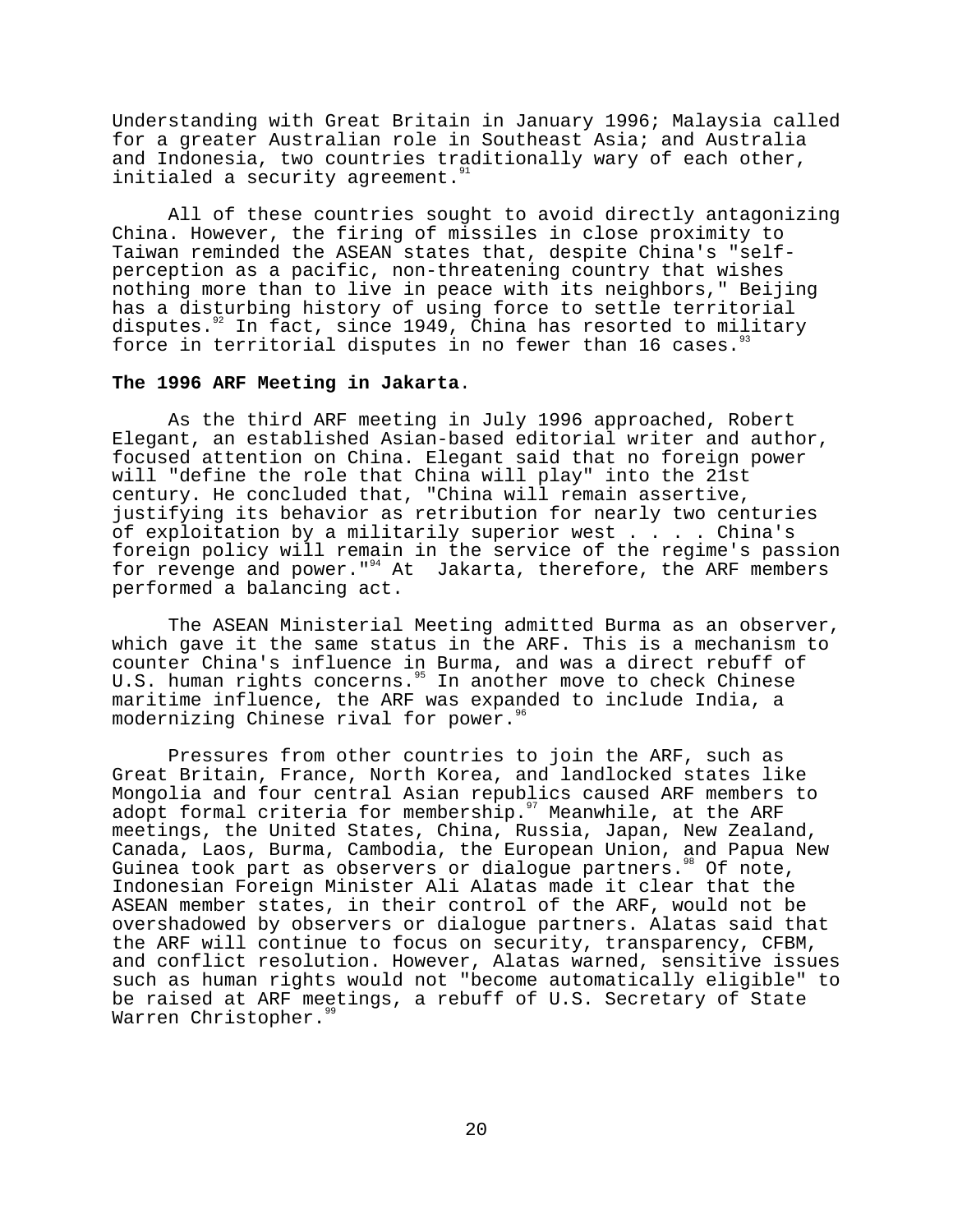Understanding with Great Britain in January 1996; Malaysia called for a greater Australian role in Southeast Asia; and Australia and Indonesia, two countries traditionally wary of each other, initialed a security agreement.[91]

All of these countries sought to avoid directly antagonizing China. However, the firing of missiles in close proximity to Taiwan reminded the ASEAN states that, despite China's "self-perception as a pacific, non-threatening country that wishes nothing more than to live in peace with its neighbors," Beijing has a disturbing history of using force to settle territorial disputes.[92] In fact, since 1949, China has resorted to military force in territorial disputes in no fewer than 16 cases.[93]

**The 1996 ARF Meeting in Jakarta**.

As the third ARF meeting in July 1996 approached, Robert Elegant, an established Asian-based editorial writer and author, focused attention on China. Elegant said that no foreign power will "define the role that China will play" into the 21st century. He concluded that, "China will remain assertive, justifying its behavior as retribution for nearly two centuries of exploitation by a militarily superior west . . . . China's foreign policy will remain in the service of the regime's passion for revenge and power."[94] At Jakarta, therefore, the ARF members performed a balancing act.

The ASEAN Ministerial Meeting admitted Burma as an observer, which gave it the same status in the ARF. This is a mechanism to counter China's influence in Burma, and was a direct rebuff of U.S. human rights concerns.[95] In another move to check Chinese maritime influence, the ARF was expanded to include India, a modernizing Chinese rival for power.[96]

Pressures from other countries to join the ARF, such as Great Britain, France, North Korea, and landlocked states like Mongolia and four central Asian republics caused ARF members to adopt formal criteria for membership.[97] Meanwhile, at the ARF meetings, the United States, China, Russia, Japan, New Zealand, Canada, Laos, Burma, Cambodia, the European Union, and Papua New Guinea took part as observers or dialogue partners.[98] Of note, Indonesian Foreign Minister Ali Alatas made it clear that the ASEAN member states, in their control of the ARF, would not be overshadowed by observers or dialogue partners. Alatas said that the ARF will continue to focus on security, transparency, CFBM, and conflict resolution. However, Alatas warned, sensitive issues such as human rights would not "become automatically eligible" to be raised at ARF meetings, a rebuff of U.S. Secretary of State Warren Christopher.[99]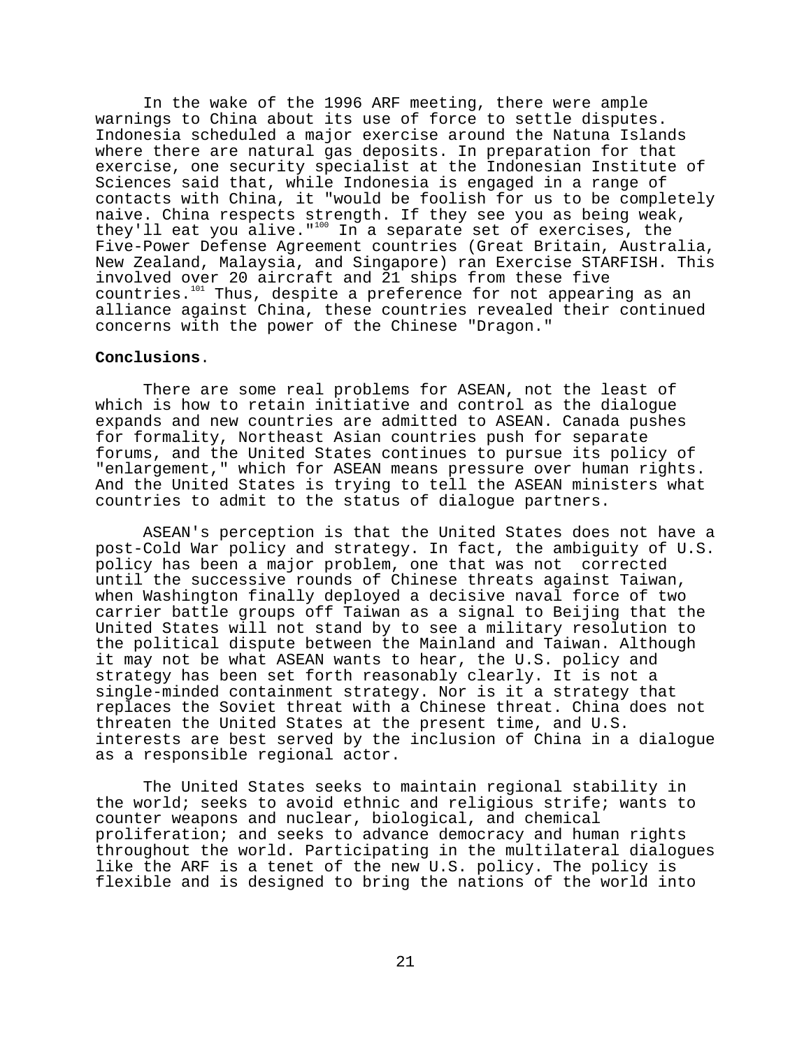In the wake of the 1996 ARF meeting, there were ample warnings to China about its use of force to settle disputes. Indonesia scheduled a major exercise around the Natuna Islands where there are natural gas deposits. In preparation for that exercise, one security specialist at the Indonesian Institute of Sciences said that, while Indonesia is engaged in a range of contacts with China, it "would be foolish for us to be completely naive. China respects strength. If they see you as being weak, they'll eat you alive."[100] In a separate set of exercises, the Five-Power Defense Agreement countries (Great Britain, Australia, New Zealand, Malaysia, and Singapore) ran Exercise STARFISH. This involved over 20 aircraft and 21 ships from these five countries.[101] Thus, despite a preference for not appearing as an alliance against China, these countries revealed their continued concerns with the power of the Chinese "Dragon."

**Conclusions**.

There are some real problems for ASEAN, not the least of which is how to retain initiative and control as the dialogue expands and new countries are admitted to ASEAN. Canada pushes for formality, Northeast Asian countries push for separate forums, and the United States continues to pursue its policy of "enlargement," which for ASEAN means pressure over human rights. And the United States is trying to tell the ASEAN ministers what countries to admit to the status of dialogue partners.

ASEAN's perception is that the United States does not have a post-Cold War policy and strategy. In fact, the ambiguity of U.S. policy has been a major problem, one that was not corrected until the successive rounds of Chinese threats against Taiwan, when Washington finally deployed a decisive naval force of two carrier battle groups off Taiwan as a signal to Beijing that the United States will not stand by to see a military resolution to the political dispute between the Mainland and Taiwan. Although it may not be what ASEAN wants to hear, the U.S. policy and strategy has been set forth reasonably clearly. It is not a single-minded containment strategy. Nor is it a strategy that replaces the Soviet threat with a Chinese threat. China does not threaten the United States at the present time, and U.S. interests are best served by the inclusion of China in a dialogue as a responsible regional actor.

The United States seeks to maintain regional stability in the world; seeks to avoid ethnic and religious strife; wants to counter weapons and nuclear, biological, and chemical proliferation; and seeks to advance democracy and human rights throughout the world. Participating in the multilateral dialogues like the ARF is a tenet of the new U.S. policy. The policy is flexible and is designed to bring the nations of the world into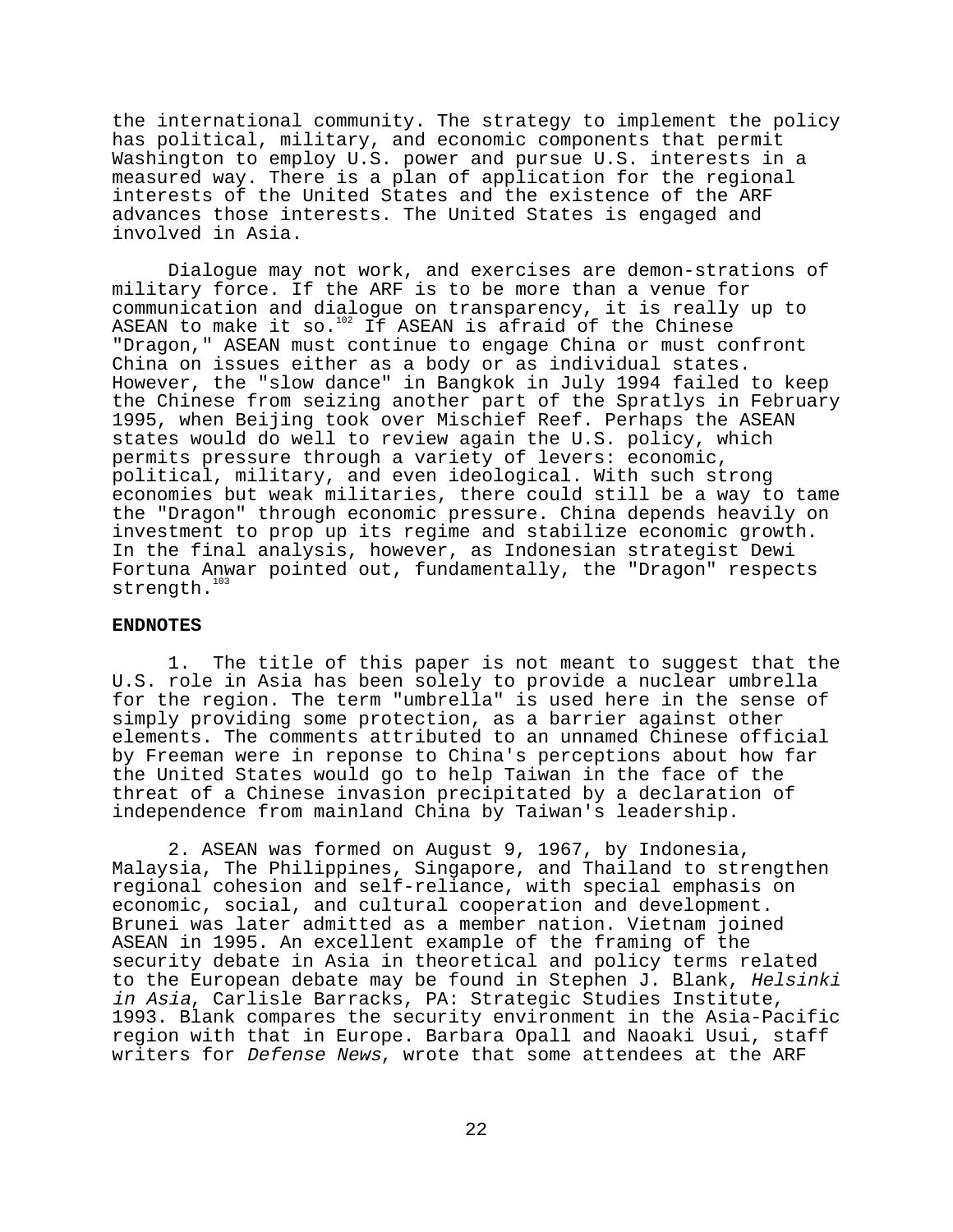the international community. The strategy to implement the policy has political, military, and economic components that permit Washington to employ U.S. power and pursue U.S. interests in a measured way. There is a plan of application for the regional interests of the United States and the existence of the ARF advances those interests. The United States is engaged and involved in Asia.

Dialogue may not work, and exercises are demon-strations of military force. If the ARF is to be more than a venue for communication and dialogue on transparency, it is really up to ASEAN to make it so.[102] If ASEAN is afraid of the Chinese "Dragon," ASEAN must continue to engage China or must confront China on issues either as a body or as individual states. However, the "slow dance" in Bangkok in July 1994 failed to keep the Chinese from seizing another part of the Spratlys in February 1995, when Beijing took over Mischief Reef. Perhaps the ASEAN states would do well to review again the U.S. policy, which permits pressure through a variety of levers: economic, political, military, and even ideological. With such strong economies but weak militaries, there could still be a way to tame the "Dragon" through economic pressure. China depends heavily on investment to prop up its regime and stabilize economic growth. In the final analysis, however, as Indonesian strategist Dewi Fortuna Anwar pointed out, fundamentally, the "Dragon" respects strength.[103]

**ENDNOTES**

1. The title of this paper is not meant to suggest that the U.S. role in Asia has been solely to provide a nuclear umbrella for the region. The term "umbrella" is used here in the sense of simply providing some protection, as a barrier against other elements. The comments attributed to an unnamed Chinese official by Freeman were in reponse to China's perceptions about how far the United States would go to help Taiwan in the face of the threat of a Chinese invasion precipitated by a declaration of independence from mainland China by Taiwan's leadership.

2. ASEAN was formed on August 9, 1967, by Indonesia, Malaysia, The Philippines, Singapore, and Thailand to strengthen regional cohesion and self-reliance, with special emphasis on economic, social, and cultural cooperation and development. Brunei was later admitted as a member nation. Vietnam joined ASEAN in 1995. An excellent example of the framing of the security debate in Asia in theoretical and policy terms related to the European debate may be found in Stephen J. Blank, *Helsinki in Asia*, Carlisle Barracks, PA: Strategic Studies Institute, 1993. Blank compares the security environment in the Asia-Pacific region with that in Europe. Barbara Opall and Naoaki Usui, staff writers for *Defense News*, wrote that some attendees at the ARF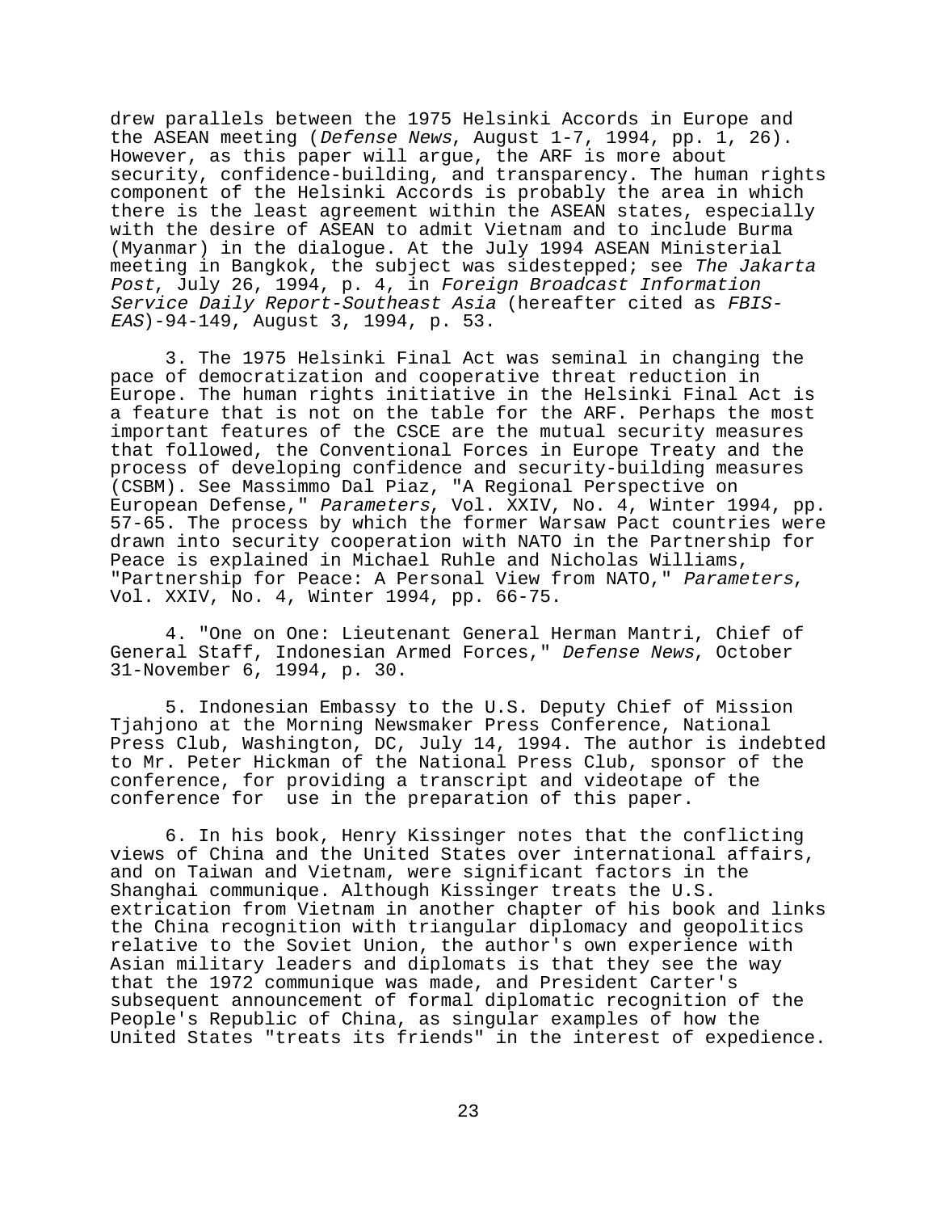drew parallels between the 1975 Helsinki Accords in Europe and the ASEAN meeting (*Defense News*, August 1-7, 1994, pp. 1, 26). However, as this paper will argue, the ARF is more about security, confidence-building, and transparency. The human rights component of the Helsinki Accords is probably the area in which there is the least agreement within the ASEAN states, especially with the desire of ASEAN to admit Vietnam and to include Burma (Myanmar) in the dialogue. At the July 1994 ASEAN Ministerial meeting in Bangkok, the subject was sidestepped; see *The Jakarta Post*, July 26, 1994, p. 4, in *Foreign Broadcast Information Service Daily Report-Southeast Asia* (hereafter cited as *FBIS-EAS*)-94-149, August 3, 1994, p. 53.

3. The 1975 Helsinki Final Act was seminal in changing the pace of democratization and cooperative threat reduction in Europe. The human rights initiative in the Helsinki Final Act is a feature that is not on the table for the ARF. Perhaps the most important features of the CSCE are the mutual security measures that followed, the Conventional Forces in Europe Treaty and the process of developing confidence and security-building measures (CSBM). See Massimmo Dal Piaz, "A Regional Perspective on European Defense," *Parameters*, Vol. XXIV, No. 4, Winter 1994, pp. 57-65. The process by which the former Warsaw Pact countries were drawn into security cooperation with NATO in the Partnership for Peace is explained in Michael Ruhle and Nicholas Williams, "Partnership for Peace: A Personal View from NATO," *Parameters*, Vol. XXIV, No. 4, Winter 1994, pp. 66-75.

4. "One on One: Lieutenant General Herman Mantri, Chief of General Staff, Indonesian Armed Forces," *Defense News*, October 31-November 6, 1994, p. 30.

5. Indonesian Embassy to the U.S. Deputy Chief of Mission Tjahjono at the Morning Newsmaker Press Conference, National Press Club, Washington, DC, July 14, 1994. The author is indebted to Mr. Peter Hickman of the National Press Club, sponsor of the conference, for providing a transcript and videotape of the conference for use in the preparation of this paper.

6. In his book, Henry Kissinger notes that the conflicting views of China and the United States over international affairs, and on Taiwan and Vietnam, were significant factors in the Shanghai communique. Although Kissinger treats the U.S. extrication from Vietnam in another chapter of his book and links the China recognition with triangular diplomacy and geopolitics relative to the Soviet Union, the author's own experience with Asian military leaders and diplomats is that they see the way that the 1972 communique was made, and President Carter's subsequent announcement of formal diplomatic recognition of the People's Republic of China, as singular examples of how the United States "treats its friends" in the interest of expedience.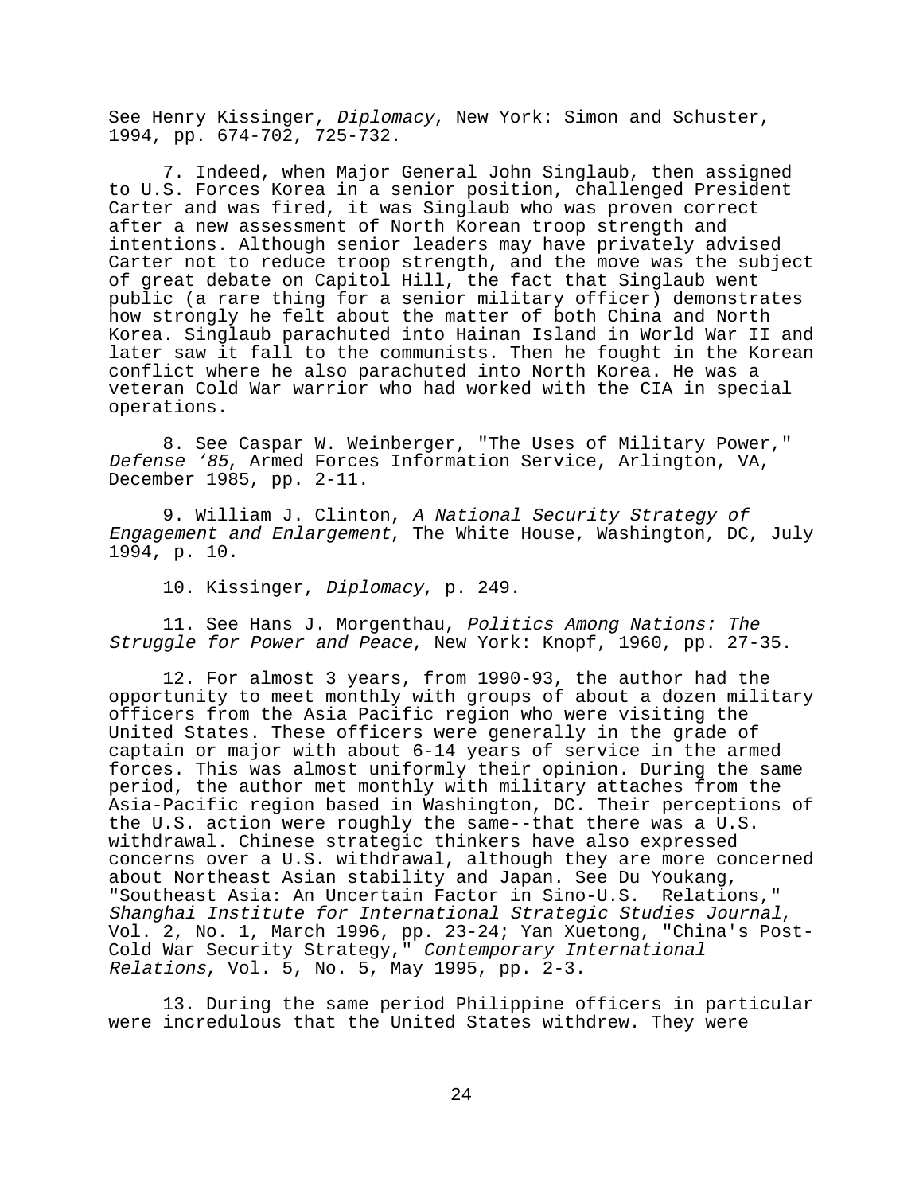See Henry Kissinger, *Diplomacy*, New York: Simon and Schuster, 1994, pp. 674-702, 725-732.

7. Indeed, when Major General John Singlaub, then assigned to U.S. Forces Korea in a senior position, challenged President Carter and was fired, it was Singlaub who was proven correct after a new assessment of North Korean troop strength and intentions. Although senior leaders may have privately advised Carter not to reduce troop strength, and the move was the subject of great debate on Capitol Hill, the fact that Singlaub went public (a rare thing for a senior military officer) demonstrates how strongly he felt about the matter of both China and North Korea. Singlaub parachuted into Hainan Island in World War II and later saw it fall to the communists. Then he fought in the Korean conflict where he also parachuted into North Korea. He was a veteran Cold War warrior who had worked with the CIA in special operations.

8. See Caspar W. Weinberger, "The Uses of Military Power," *Defense '85*, Armed Forces Information Service, Arlington, VA, December 1985, pp. 2-11.

9. William J. Clinton, *A National Security Strategy of Engagement and Enlargement*, The White House, Washington, DC, July 1994, p. 10.

10. Kissinger, *Diplomacy*, p. 249.

11. See Hans J. Morgenthau, *Politics Among Nations: The Struggle for Power and Peace*, New York: Knopf, 1960, pp. 27-35.

12. For almost 3 years, from 1990-93, the author had the opportunity to meet monthly with groups of about a dozen military officers from the Asia Pacific region who were visiting the United States. These officers were generally in the grade of captain or major with about 6-14 years of service in the armed forces. This was almost uniformly their opinion. During the same period, the author met monthly with military attaches from the Asia-Pacific region based in Washington, DC. Their perceptions of the U.S. action were roughly the same--that there was a U.S. withdrawal. Chinese strategic thinkers have also expressed concerns over a U.S. withdrawal, although they are more concerned about Northeast Asian stability and Japan. See Du Youkang, "Southeast Asia: An Uncertain Factor in Sino-U.S. Relations," *Shanghai Institute for International Strategic Studies Journal*, Vol. 2, No. 1, March 1996, pp. 23-24; Yan Xuetong, "China's Post-Cold War Security Strategy," *Contemporary International Relations*, Vol. 5, No. 5, May 1995, pp. 2-3.

13. During the same period Philippine officers in particular were incredulous that the United States withdrew. They were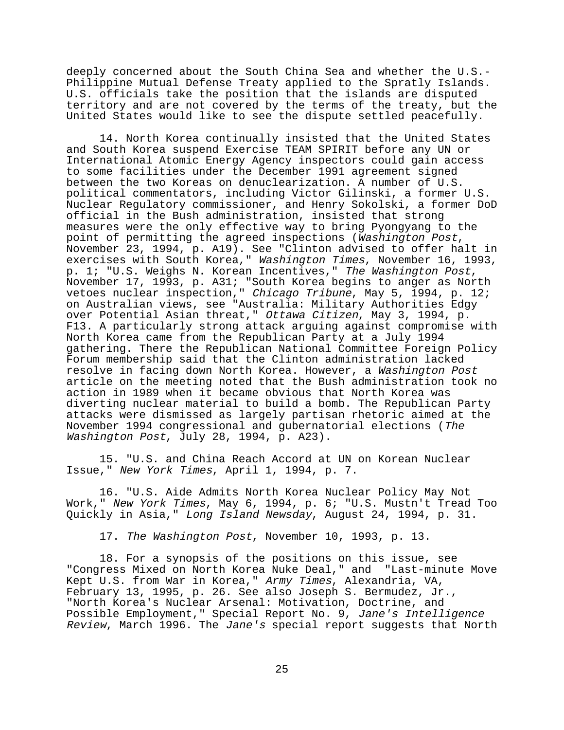deeply concerned about the South China Sea and whether the U.S.-Philippine Mutual Defense Treaty applied to the Spratly Islands. U.S. officials take the position that the islands are disputed territory and are not covered by the terms of the treaty, but the United States would like to see the dispute settled peacefully.

14. North Korea continually insisted that the United States and South Korea suspend Exercise TEAM SPIRIT before any UN or International Atomic Energy Agency inspectors could gain access to some facilities under the December 1991 agreement signed between the two Koreas on denuclearization. A number of U.S. political commentators, including Victor Gilinski, a former U.S. Nuclear Regulatory commissioner, and Henry Sokolski, a former DoD official in the Bush administration, insisted that strong measures were the only effective way to bring Pyongyang to the point of permitting the agreed inspections (*Washington Post*, November 23, 1994, p. A19). See "Clinton advised to offer halt in exercises with South Korea," *Washington Times*, November 16, 1993, p. 1; "U.S. Weighs N. Korean Incentives," *The Washington Post*, November 17, 1993, p. A31; "South Korea begins to anger as North vetoes nuclear inspection," *Chicago Tribune*, May 5, 1994, p. 12; on Australian views, see "Australia: Military Authorities Edgy over Potential Asian threat," *Ottawa Citizen*, May 3, 1994, p. F13. A particularly strong attack arguing against compromise with North Korea came from the Republican Party at a July 1994 gathering. There the Republican National Committee Foreign Policy Forum membership said that the Clinton administration lacked resolve in facing down North Korea. However, a *Washington Post* article on the meeting noted that the Bush administration took no action in 1989 when it became obvious that North Korea was diverting nuclear material to build a bomb. The Republican Party attacks were dismissed as largely partisan rhetoric aimed at the November 1994 congressional and gubernatorial elections (*The Washington Post*, July 28, 1994, p. A23).

15. "U.S. and China Reach Accord at UN on Korean Nuclear Issue," *New York Times*, April 1, 1994, p. 7.

16. "U.S. Aide Admits North Korea Nuclear Policy May Not Work," *New York Times*, May 6, 1994, p. 6; "U.S. Mustn't Tread Too Quickly in Asia," *Long Island Newsday*, August 24, 1994, p. 31.

17. *The Washington Post*, November 10, 1993, p. 13.

18. For a synopsis of the positions on this issue, see "Congress Mixed on North Korea Nuke Deal," and "Last-minute Move Kept U.S. from War in Korea," *Army Times*, Alexandria, VA, February 13, 1995, p. 26. See also Joseph S. Bermudez, Jr., "North Korea's Nuclear Arsenal: Motivation, Doctrine, and Possible Employment," Special Report No. 9, *Jane's Intelligence Review*, March 1996. The *Jane's* special report suggests that North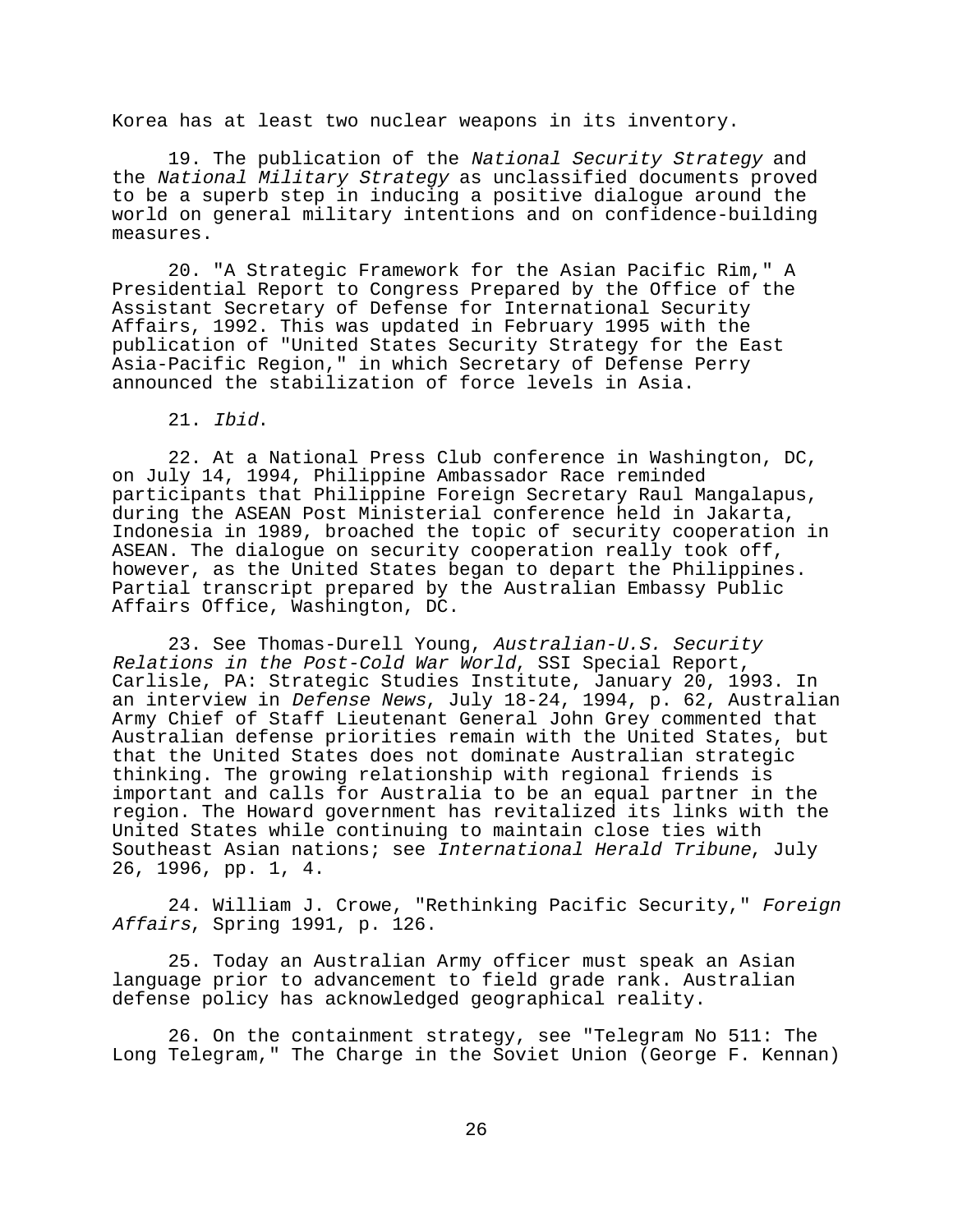Korea has at least two nuclear weapons in its inventory.

19. The publication of the *National Security Strategy* and the *National Military Strategy* as unclassified documents proved to be a superb step in inducing a positive dialogue around the world on general military intentions and on confidence-building measures.

20. "A Strategic Framework for the Asian Pacific Rim," A Presidential Report to Congress Prepared by the Office of the Assistant Secretary of Defense for International Security Affairs, 1992. This was updated in February 1995 with the publication of "United States Security Strategy for the East Asia-Pacific Region," in which Secretary of Defense Perry announced the stabilization of force levels in Asia.

21. *Ibid*.

22. At a National Press Club conference in Washington, DC, on July 14, 1994, Philippine Ambassador Race reminded participants that Philippine Foreign Secretary Raul Mangalapus, during the ASEAN Post Ministerial conference held in Jakarta, Indonesia in 1989, broached the topic of security cooperation in ASEAN. The dialogue on security cooperation really took off, however, as the United States began to depart the Philippines. Partial transcript prepared by the Australian Embassy Public Affairs Office, Washington, DC.

23. See Thomas-Durell Young, *Australian-U.S. Security Relations in the Post-Cold War World*, SSI Special Report, Carlisle, PA: Strategic Studies Institute, January 20, 1993. In an interview in *Defense News*, July 18-24, 1994, p. 62, Australian Army Chief of Staff Lieutenant General John Grey commented that Australian defense priorities remain with the United States, but that the United States does not dominate Australian strategic thinking. The growing relationship with regional friends is important and calls for Australia to be an equal partner in the region. The Howard government has revitalized its links with the United States while continuing to maintain close ties with Southeast Asian nations; see *International Herald Tribune*, July 26, 1996, pp. 1, 4.

24. William J. Crowe, "Rethinking Pacific Security," *Foreign Affairs*, Spring 1991, p. 126.

25. Today an Australian Army officer must speak an Asian language prior to advancement to field grade rank. Australian defense policy has acknowledged geographical reality.

26. On the containment strategy, see "Telegram No 511: The Long Telegram," The Charge in the Soviet Union (George F. Kennan)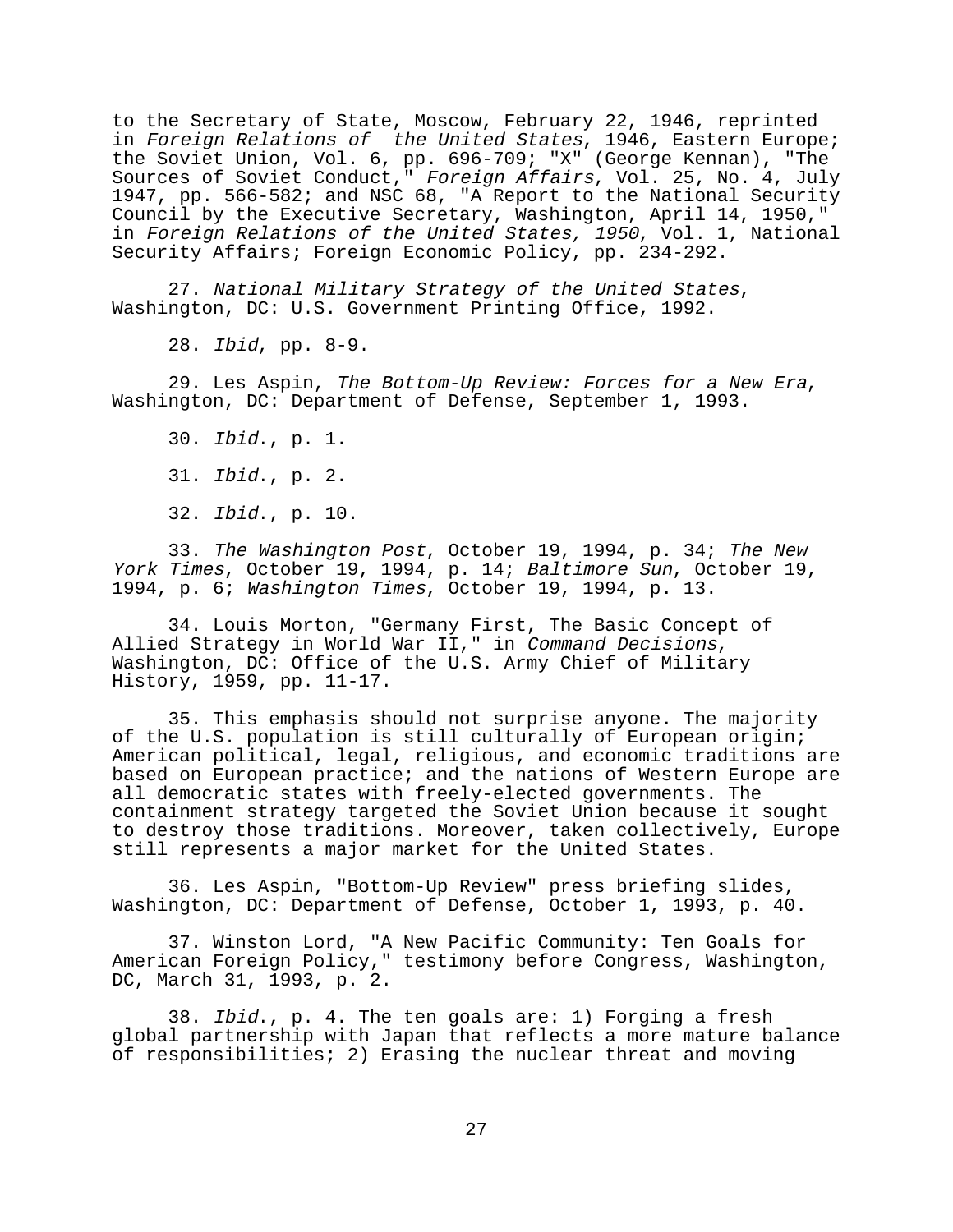to the Secretary of State, Moscow, February 22, 1946, reprinted in *Foreign Relations of the United States*, 1946, Eastern Europe; the Soviet Union, Vol. 6, pp. 696-709; "X" (George Kennan), "The Sources of Soviet Conduct," *Foreign Affairs*, Vol. 25, No. 4, July 1947, pp. 566-582; and NSC 68, "A Report to the National Security Council by the Executive Secretary, Washington, April 14, 1950," in *Foreign Relations of the United States, 1950*, Vol. 1, National Security Affairs; Foreign Economic Policy, pp. 234-292.

27. *National Military Strategy of the United States*, Washington, DC: U.S. Government Printing Office, 1992.

28. *Ibid*, pp. 8-9.

29. Les Aspin, *The Bottom-Up Review: Forces for a New Era*, Washington, DC: Department of Defense, September 1, 1993.

30. *Ibid*., p. 1.

31. *Ibid*., p. 2.

32. *Ibid*., p. 10.

33. *The Washington Post*, October 19, 1994, p. 34; *The New York Times*, October 19, 1994, p. 14; *Baltimore Sun*, October 19, 1994, p. 6; *Washington Times*, October 19, 1994, p. 13.

34. Louis Morton, "Germany First, The Basic Concept of Allied Strategy in World War II," in *Command Decisions*, Washington, DC: Office of the U.S. Army Chief of Military History, 1959, pp. 11-17.

35. This emphasis should not surprise anyone. The majority of the U.S. population is still culturally of European origin; American political, legal, religious, and economic traditions are based on European practice; and the nations of Western Europe are all democratic states with freely-elected governments. The containment strategy targeted the Soviet Union because it sought to destroy those traditions. Moreover, taken collectively, Europe still represents a major market for the United States.

36. Les Aspin, "Bottom-Up Review" press briefing slides, Washington, DC: Department of Defense, October 1, 1993, p. 40.

37. Winston Lord, "A New Pacific Community: Ten Goals for American Foreign Policy," testimony before Congress, Washington, DC, March 31, 1993, p. 2.

38. *Ibid*., p. 4. The ten goals are: 1) Forging a fresh global partnership with Japan that reflects a more mature balance of responsibilities; 2) Erasing the nuclear threat and moving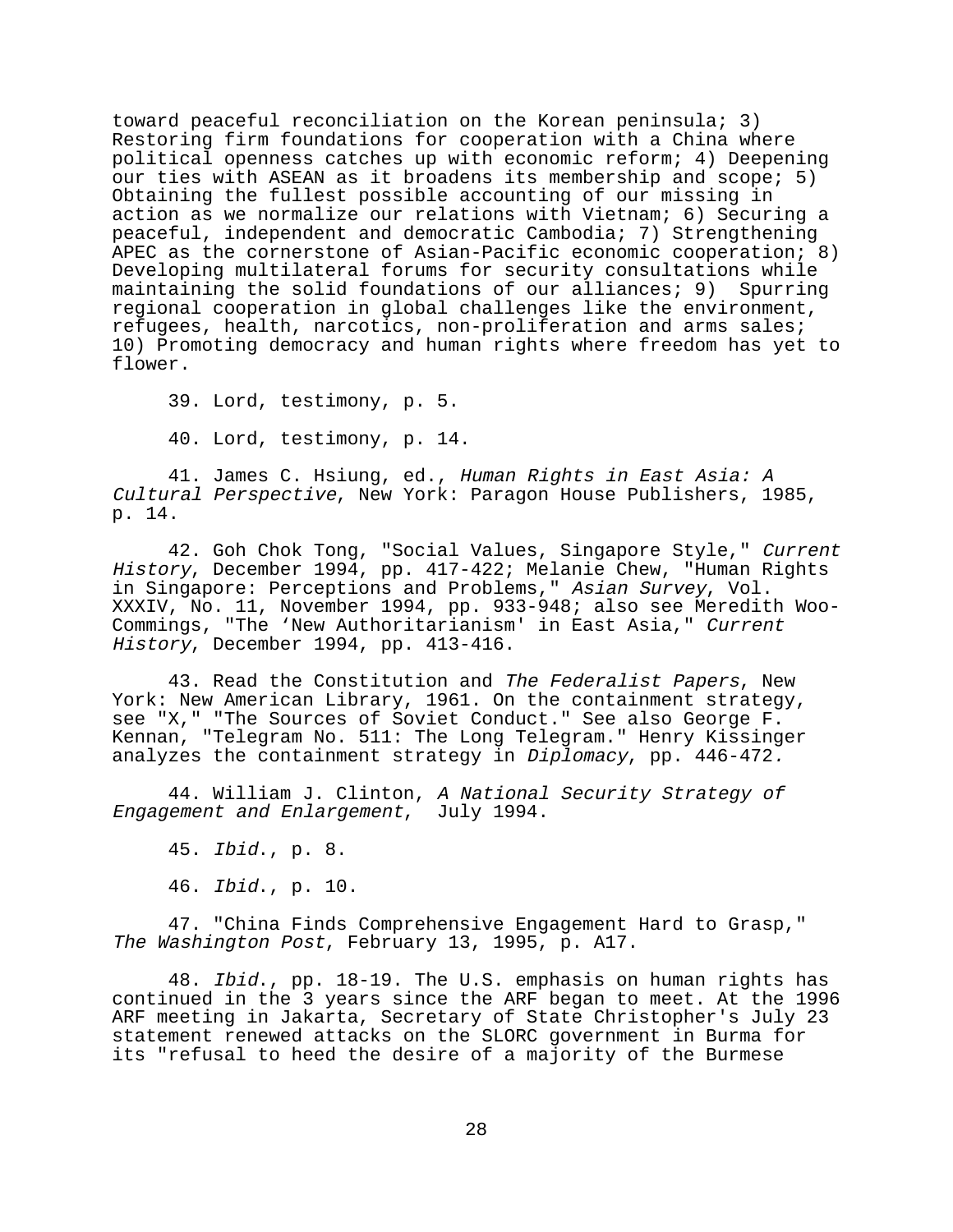toward peaceful reconciliation on the Korean peninsula; 3) Restoring firm foundations for cooperation with a China where political openness catches up with economic reform; 4) Deepening our ties with ASEAN as it broadens its membership and scope; 5) Obtaining the fullest possible accounting of our missing in action as we normalize our relations with Vietnam; 6) Securing a peaceful, independent and democratic Cambodia; 7) Strengthening APEC as the cornerstone of Asian-Pacific economic cooperation; 8) Developing multilateral forums for security consultations while maintaining the solid foundations of our alliances; 9) Spurring regional cooperation in global challenges like the environment, refugees, health, narcotics, non-proliferation and arms sales; 10) Promoting democracy and human rights where freedom has yet to flower.

39. Lord, testimony, p. 5.

40. Lord, testimony, p. 14.

41. James C. Hsiung, ed., *Human Rights in East Asia: A Cultural Perspective*, New York: Paragon House Publishers, 1985, p. 14.

42. Goh Chok Tong, "Social Values, Singapore Style," *Current History*, December 1994, pp. 417-422; Melanie Chew, "Human Rights in Singapore: Perceptions and Problems," *Asian Survey*, Vol. XXXIV, No. 11, November 1994, pp. 933-948; also see Meredith Woo-Commings, "The 'New Authoritarianism' in East Asia," *Current History*, December 1994, pp. 413-416.

43. Read the Constitution and *The Federalist Papers*, New York: New American Library, 1961. On the containment strategy, see "X," "The Sources of Soviet Conduct." See also George F. Kennan, "Telegram No. 511: The Long Telegram." Henry Kissinger analyzes the containment strategy in *Diplomacy*, pp. 446-472.

44. William J. Clinton, *A National Security Strategy of Engagement and Enlargement*, July 1994.

45. *Ibid*., p. 8.

46. *Ibid*., p. 10.

47. "China Finds Comprehensive Engagement Hard to Grasp," *The Washington Post*, February 13, 1995, p. A17.

48. *Ibid*., pp. 18-19. The U.S. emphasis on human rights has continued in the 3 years since the ARF began to meet. At the 1996 ARF meeting in Jakarta, Secretary of State Christopher's July 23 statement renewed attacks on the SLORC government in Burma for its "refusal to heed the desire of a majority of the Burmese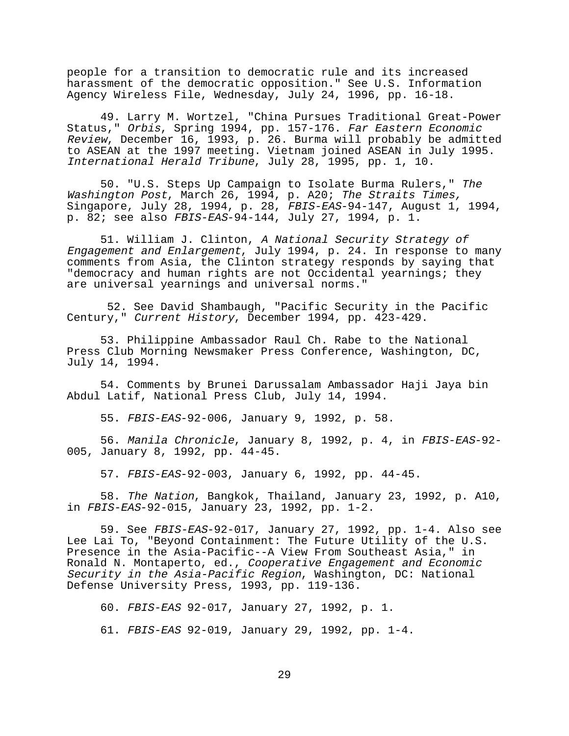people for a transition to democratic rule and its increased harassment of the democratic opposition." See U.S. Information Agency Wireless File, Wednesday, July 24, 1996, pp. 16-18.

49. Larry M. Wortzel, "China Pursues Traditional Great-Power Status," *Orbis*, Spring 1994, pp. 157-176. *Far Eastern Economic Review*, December 16, 1993, p. 26. Burma will probably be admitted to ASEAN at the 1997 meeting. Vietnam joined ASEAN in July 1995. *International Herald Tribune*, July 28, 1995, pp. 1, 10.

50. "U.S. Steps Up Campaign to Isolate Burma Rulers," *The Washington Post*, March 26, 1994, p. A20; *The Straits Times,* Singapore, July 28, 1994, p. 28, *FBIS-EAS*-94-147, August 1, 1994, p. 82; see also *FBIS-EAS*-94-144, July 27, 1994, p. 1.

51. William J. Clinton, *A National Security Strategy of Engagement and Enlargement*, July 1994, p. 24. In response to many comments from Asia, the Clinton strategy responds by saying that "democracy and human rights are not Occidental yearnings; they are universal yearnings and universal norms."

52. See David Shambaugh, "Pacific Security in the Pacific Century," *Current History*, December 1994, pp. 423-429.

53. Philippine Ambassador Raul Ch. Rabe to the National Press Club Morning Newsmaker Press Conference, Washington, DC, July 14, 1994.

54. Comments by Brunei Darussalam Ambassador Haji Jaya bin Abdul Latif, National Press Club, July 14, 1994.

55. *FBIS-EAS*-92-006, January 9, 1992, p. 58.

56. *Manila Chronicle*, January 8, 1992, p. 4, in *FBIS-EAS*-92-005, January 8, 1992, pp. 44-45.

57. *FBIS-EAS*-92-003, January 6, 1992, pp. 44-45.

58. *The Nation*, Bangkok, Thailand, January 23, 1992, p. A10, in *FBIS-EAS*-92-015, January 23, 1992, pp. 1-2.

59. See *FBIS-EAS*-92-017, January 27, 1992, pp. 1-4. Also see Lee Lai To, "Beyond Containment: The Future Utility of the U.S. Presence in the Asia-Pacific--A View From Southeast Asia," in Ronald N. Montaperto, ed., *Cooperative Engagement and Economic Security in the Asia-Pacific Region*, Washington, DC: National Defense University Press, 1993, pp. 119-136.

60. *FBIS-EAS* 92-017, January 27, 1992, p. 1.

61. *FBIS-EAS* 92-019, January 29, 1992, pp. 1-4.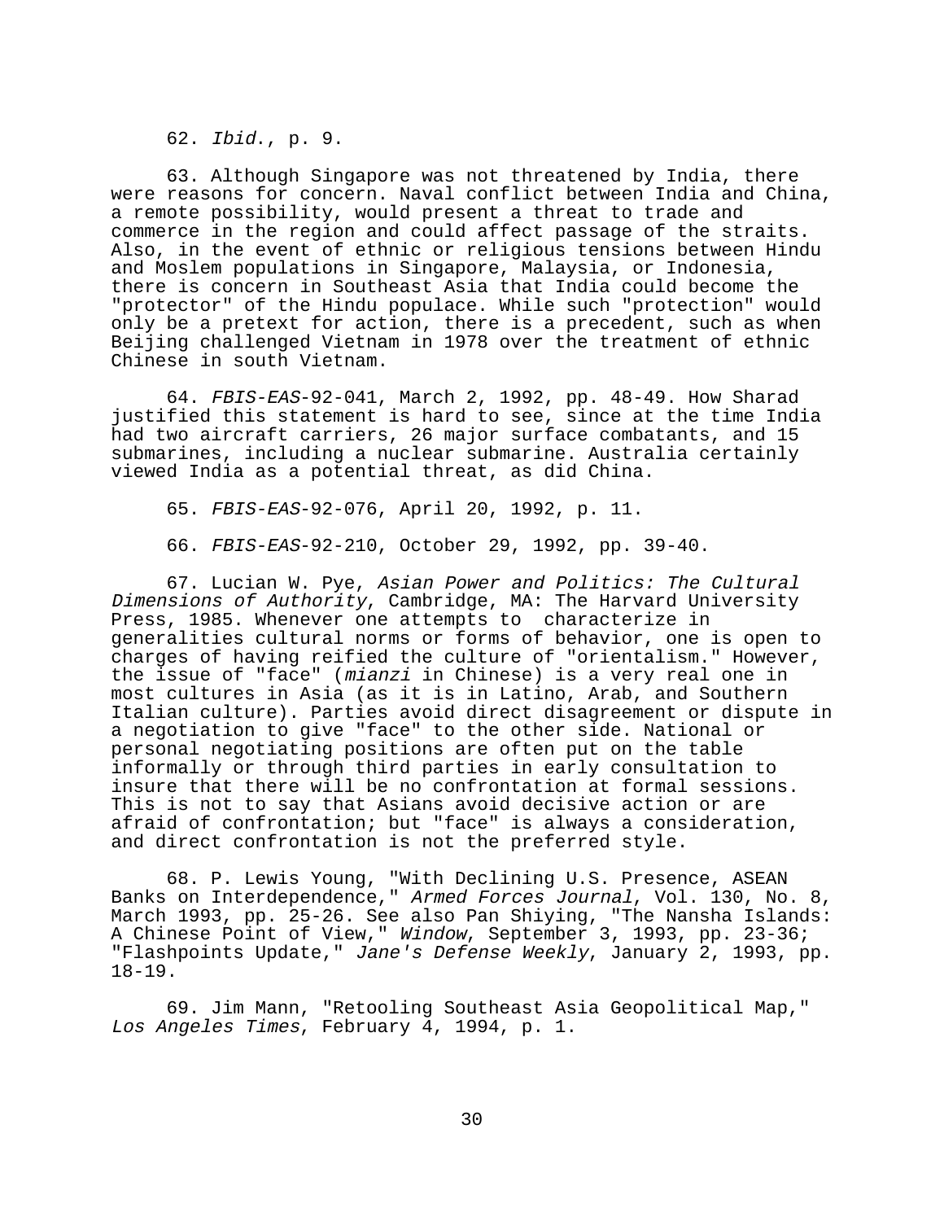62. *Ibid*., p. 9.

63. Although Singapore was not threatened by India, there were reasons for concern. Naval conflict between India and China, a remote possibility, would present a threat to trade and commerce in the region and could affect passage of the straits. Also, in the event of ethnic or religious tensions between Hindu and Moslem populations in Singapore, Malaysia, or Indonesia, there is concern in Southeast Asia that India could become the "protector" of the Hindu populace. While such "protection" would only be a pretext for action, there is a precedent, such as when Beijing challenged Vietnam in 1978 over the treatment of ethnic Chinese in south Vietnam.

64. *FBIS-EAS*-92-041, March 2, 1992, pp. 48-49. How Sharad justified this statement is hard to see, since at the time India had two aircraft carriers, 26 major surface combatants, and 15 submarines, including a nuclear submarine. Australia certainly viewed India as a potential threat, as did China.

65. *FBIS-EAS*-92-076, April 20, 1992, p. 11.

66. *FBIS-EAS*-92-210, October 29, 1992, pp. 39-40.

67. Lucian W. Pye, *Asian Power and Politics: The Cultural Dimensions of Authority*, Cambridge, MA: The Harvard University Press, 1985. Whenever one attempts to characterize in generalities cultural norms or forms of behavior, one is open to charges of having reified the culture of "orientalism." However, the issue of "face" (*mianzi* in Chinese) is a very real one in most cultures in Asia (as it is in Latino, Arab, and Southern Italian culture). Parties avoid direct disagreement or dispute in a negotiation to give "face" to the other side. National or personal negotiating positions are often put on the table informally or through third parties in early consultation to insure that there will be no confrontation at formal sessions. This is not to say that Asians avoid decisive action or are afraid of confrontation; but "face" is always a consideration, and direct confrontation is not the preferred style.

68. P. Lewis Young, "With Declining U.S. Presence, ASEAN Banks on Interdependence," *Armed Forces Journal*, Vol. 130, No. 8, March 1993, pp. 25-26. See also Pan Shiying, "The Nansha Islands: A Chinese Point of View," *Window*, September 3, 1993, pp. 23-36; "Flashpoints Update," *Jane's Defense Weekly*, January 2, 1993, pp. 18-19.

69. Jim Mann, "Retooling Southeast Asia Geopolitical Map," *Los Angeles Times*, February 4, 1994, p. 1.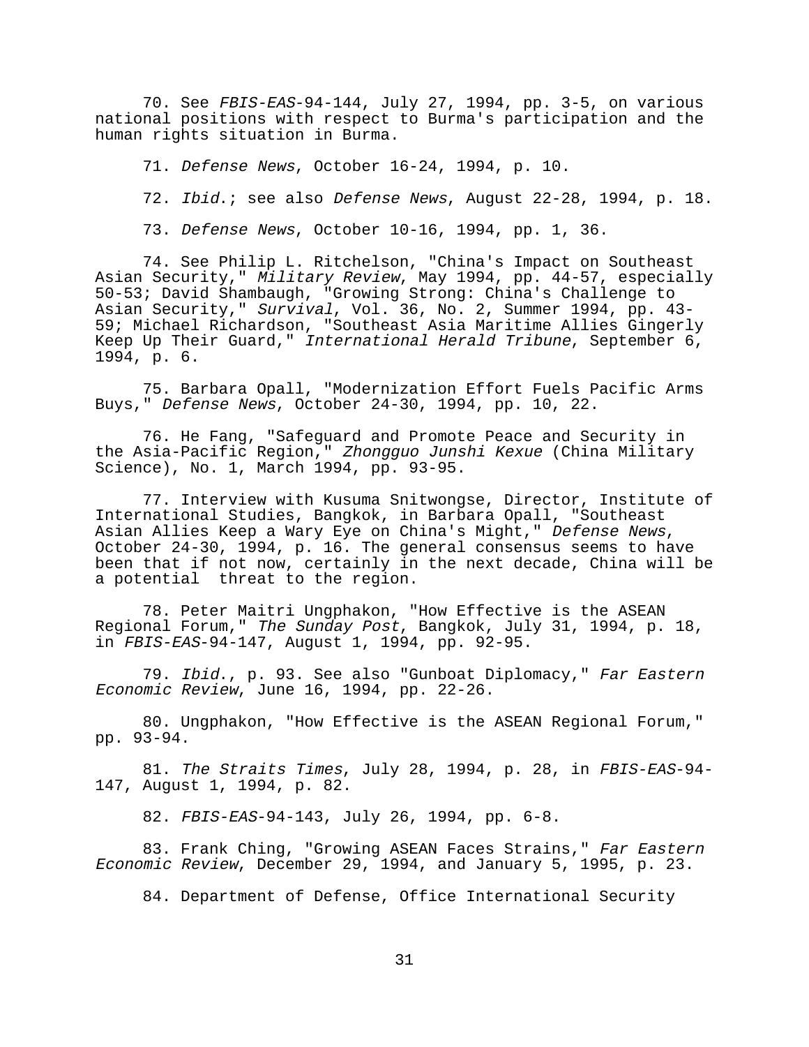70. See *FBIS-EAS*-94-144, July 27, 1994, pp. 3-5, on various national positions with respect to Burma's participation and the human rights situation in Burma.

71. *Defense News*, October 16-24, 1994, p. 10.

72. *Ibid.*; see also *Defense News*, August 22-28, 1994, p. 18.

73. *Defense News*, October 10-16, 1994, pp. 1, 36.

74. See Philip L. Ritchelson, "China's Impact on Southeast Asian Security," *Military Review*, May 1994, pp. 44-57, especially 50-53; David Shambaugh, "Growing Strong: China's Challenge to Asian Security," *Survival*, Vol. 36, No. 2, Summer 1994, pp. 43-59; Michael Richardson, "Southeast Asia Maritime Allies Gingerly Keep Up Their Guard," *International Herald Tribune*, September 6, 1994, p. 6.

75. Barbara Opall, "Modernization Effort Fuels Pacific Arms Buys," *Defense News*, October 24-30, 1994, pp. 10, 22.

76. He Fang, "Safeguard and Promote Peace and Security in the Asia-Pacific Region," *Zhongguo Junshi Kexue* (China Military Science), No. 1, March 1994, pp. 93-95.

77. Interview with Kusuma Snitwongse, Director, Institute of International Studies, Bangkok, in Barbara Opall, "Southeast Asian Allies Keep a Wary Eye on China's Might," *Defense News*, October 24-30, 1994, p. 16. The general consensus seems to have been that if not now, certainly in the next decade, China will be a potential threat to the region.

78. Peter Maitri Ungphakon, "How Effective is the ASEAN Regional Forum," *The Sunday Post*, Bangkok, July 31, 1994, p. 18, in *FBIS-EAS*-94-147, August 1, 1994, pp. 92-95.

79. *Ibid.*, p. 93. See also "Gunboat Diplomacy," *Far Eastern Economic Review*, June 16, 1994, pp. 22-26.

80. Ungphakon, "How Effective is the ASEAN Regional Forum," pp. 93-94.

81. *The Straits Times*, July 28, 1994, p. 28, in *FBIS-EAS*-94-147, August 1, 1994, p. 82.

82. *FBIS-EAS*-94-143, July 26, 1994, pp. 6-8.

83. Frank Ching, "Growing ASEAN Faces Strains," *Far Eastern Economic Review*, December 29, 1994, and January 5, 1995, p. 23.

84. Department of Defense, Office International Security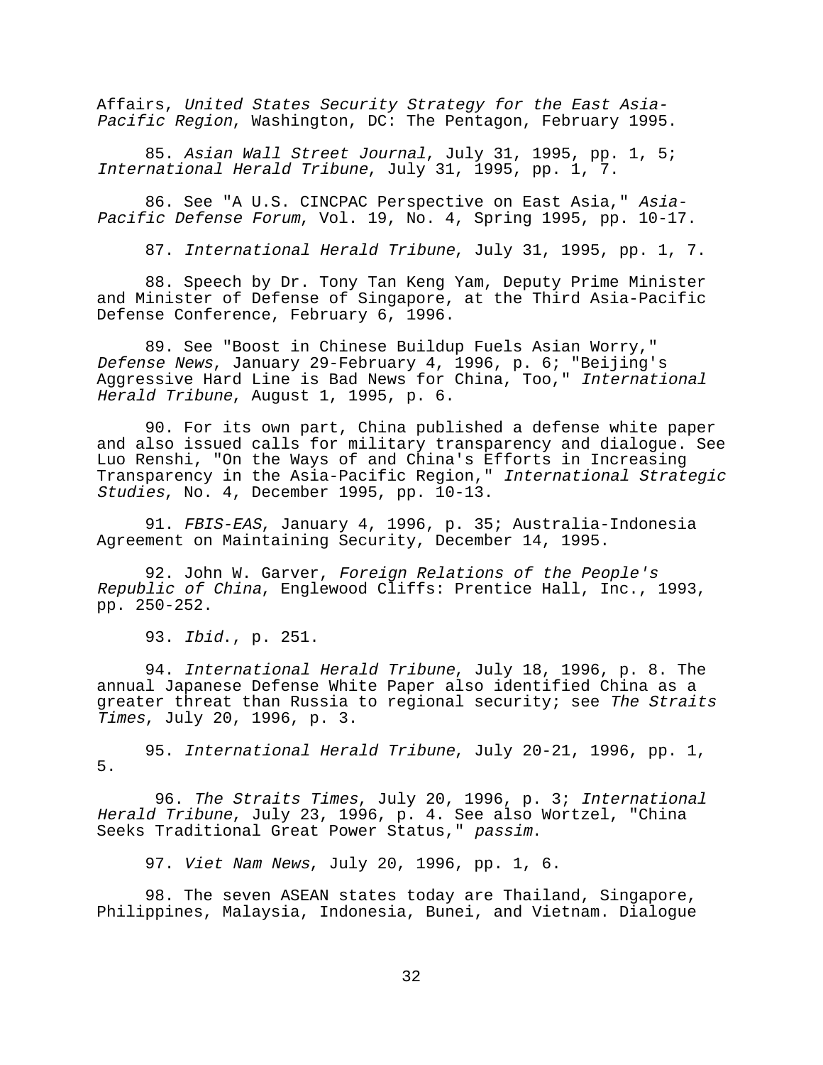Affairs, *United States Security Strategy for the East Asia-Pacific Region*, Washington, DC: The Pentagon, February 1995.

85. *Asian Wall Street Journal*, July 31, 1995, pp. 1, 5; *International Herald Tribune*, July 31, 1995, pp. 1, 7.

86. See "A U.S. CINCPAC Perspective on East Asia," *Asia-Pacific Defense Forum*, Vol. 19, No. 4, Spring 1995, pp. 10-17.

87. *International Herald Tribune*, July 31, 1995, pp. 1, 7.

88. Speech by Dr. Tony Tan Keng Yam, Deputy Prime Minister and Minister of Defense of Singapore, at the Third Asia-Pacific Defense Conference, February 6, 1996.

89. See "Boost in Chinese Buildup Fuels Asian Worry," *Defense News*, January 29-February 4, 1996, p. 6; "Beijing's Aggressive Hard Line is Bad News for China, Too," *International Herald Tribune*, August 1, 1995, p. 6.

90. For its own part, China published a defense white paper and also issued calls for military transparency and dialogue. See Luo Renshi, "On the Ways of and China's Efforts in Increasing Transparency in the Asia-Pacific Region," *International Strategic Studies*, No. 4, December 1995, pp. 10-13.

91. *FBIS-EAS*, January 4, 1996, p. 35; Australia-Indonesia Agreement on Maintaining Security, December 14, 1995.

92. John W. Garver, *Foreign Relations of the People's Republic of China*, Englewood Cliffs: Prentice Hall, Inc., 1993, pp. 250-252.

93. *Ibid*., p. 251.

94. *International Herald Tribune*, July 18, 1996, p. 8. The annual Japanese Defense White Paper also identified China as a greater threat than Russia to regional security; see *The Straits Times*, July 20, 1996, p. 3.

95. *International Herald Tribune*, July 20-21, 1996, pp. 1, 5.

96. *The Straits Times*, July 20, 1996, p. 3; *International Herald Tribune*, July 23, 1996, p. 4. See also Wortzel, "China Seeks Traditional Great Power Status," *passim*.

97. *Viet Nam News*, July 20, 1996, pp. 1, 6.

98. The seven ASEAN states today are Thailand, Singapore, Philippines, Malaysia, Indonesia, Bunei, and Vietnam. Dialogue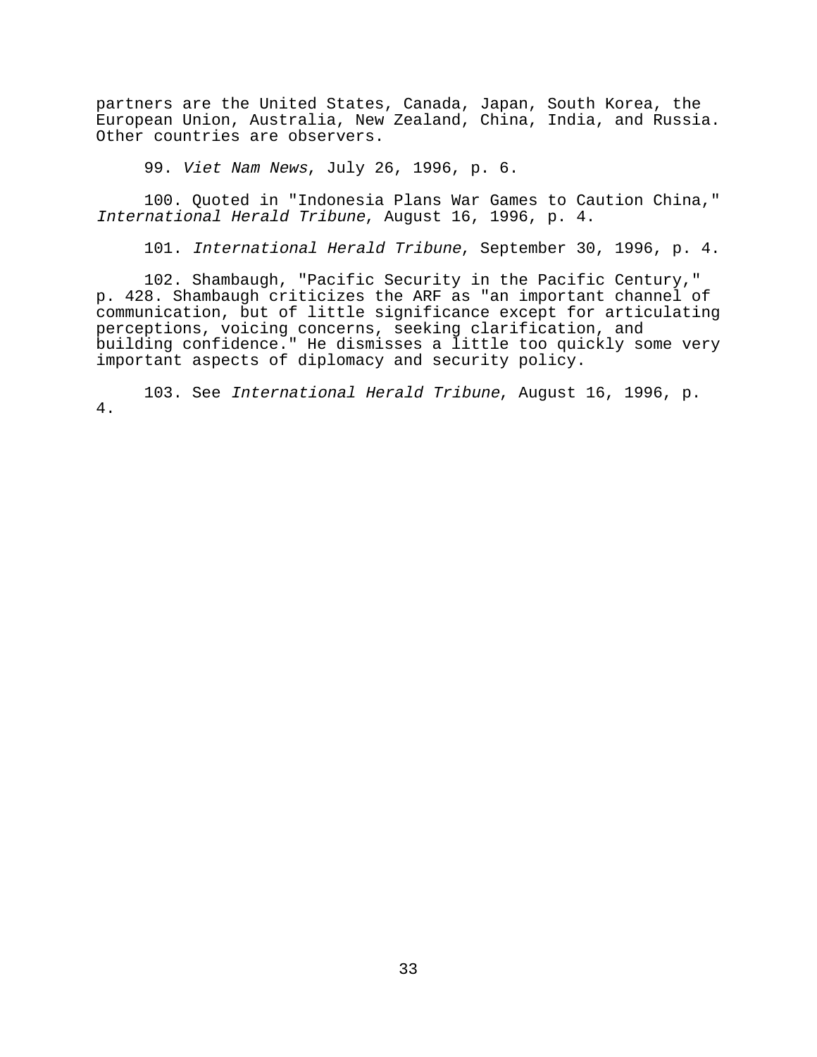partners are the United States, Canada, Japan, South Korea, the European Union, Australia, New Zealand, China, India, and Russia. Other countries are observers.

99. *Viet Nam News*, July 26, 1996, p. 6.

100. Quoted in "Indonesia Plans War Games to Caution China," *International Herald Tribune*, August 16, 1996, p. 4.

101. *International Herald Tribune*, September 30, 1996, p. 4.

102. Shambaugh, "Pacific Security in the Pacific Century," p. 428. Shambaugh criticizes the ARF as "an important channel of communication, but of little significance except for articulating perceptions, voicing concerns, seeking clarification, and building confidence." He dismisses a little too quickly some very important aspects of diplomacy and security policy.

103. See *International Herald Tribune*, August 16, 1996, p. 4.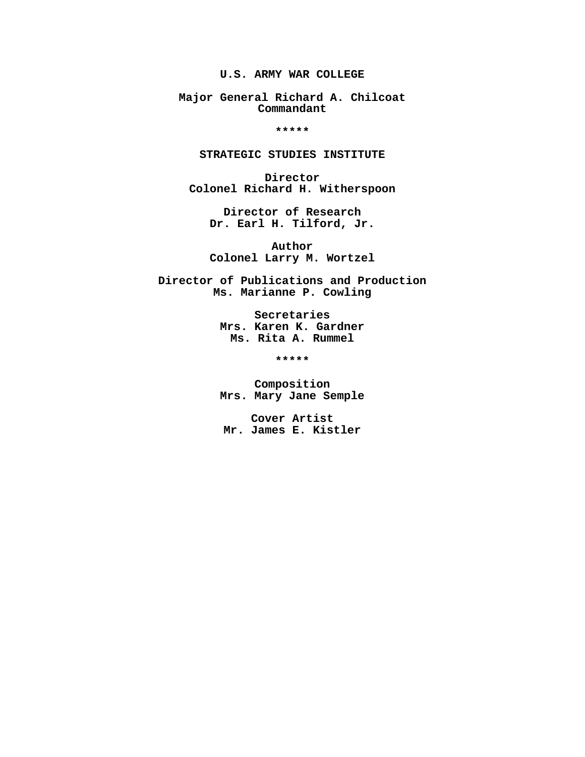**U.S. ARMY WAR COLLEGE**

**Major General Richard A. Chilcoat**
**Commandant**

*****

**STRATEGIC STUDIES INSTITUTE**

**Director**
**Colonel Richard H. Witherspoon**

**Director of Research**
**Dr. Earl H. Tilford, Jr.**

**Author**
**Colonel Larry M. Wortzel**

**Director of Publications and Production**
**Ms. Marianne P. Cowling**

**Secretaries**
**Mrs. Karen K. Gardner**
**Ms. Rita A. Rummel**

*****

**Composition**
**Mrs. Mary Jane Semple**

**Cover Artist**
**Mr. James E. Kistler**